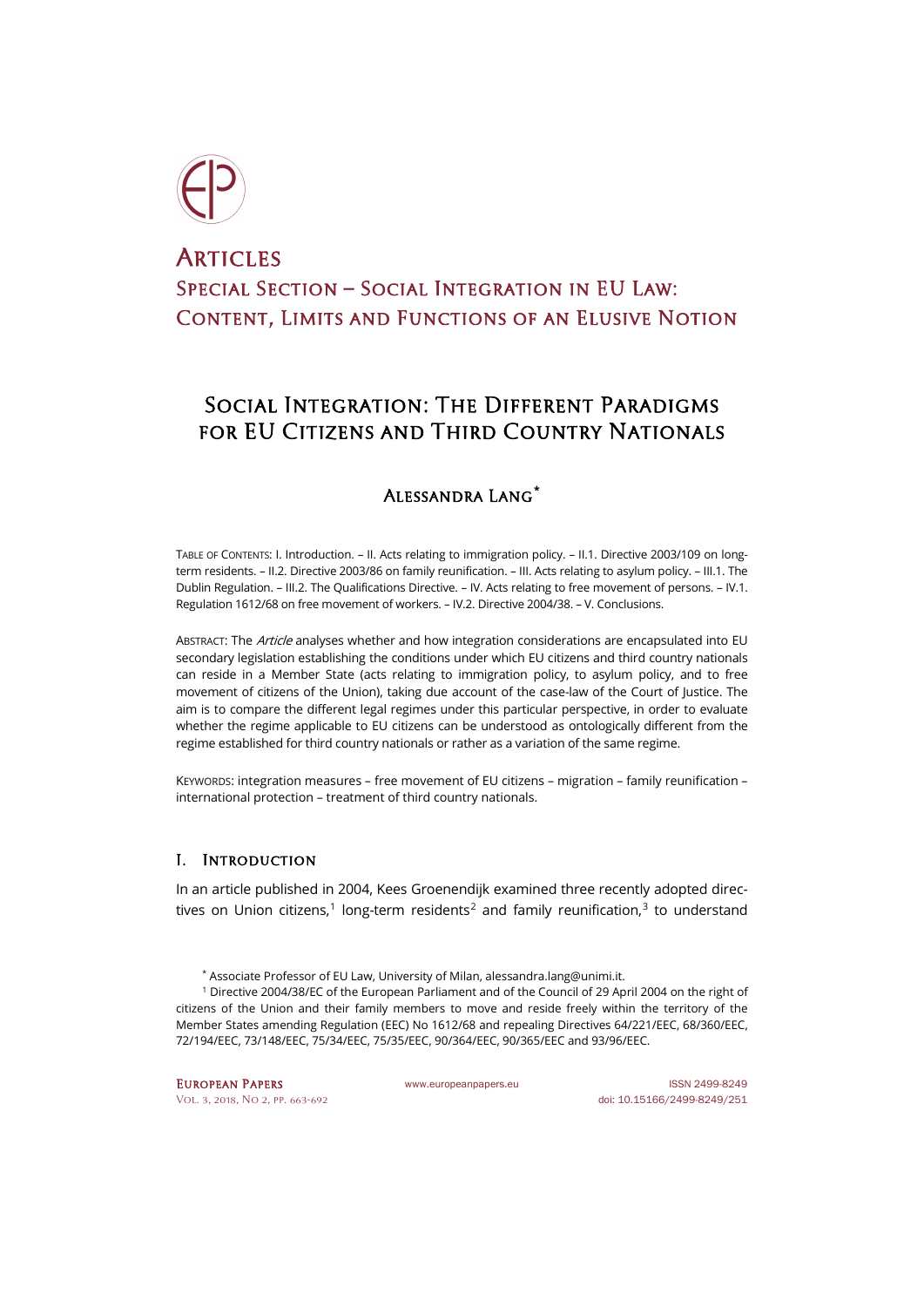# Articles

## Special Section – Social Integration in EU Law: Content, Limits and Functions of an Elusive Notion

# Social Integration: The Different Paradigms for EU Citizens and Third Country Nationals

### Alessandra Lang*

Table of Contents: I. Introduction. – II. Acts relating to immigration policy. – II.1. Directive 2003/109 on long-term residents. – II.2. Directive 2003/86 on family reunification. – III. Acts relating to asylum policy. – III.1. The Dublin Regulation. – III.2. The Qualifications Directive. – IV. Acts relating to free movement of persons. – IV.1. Regulation 1612/68 on free movement of workers. – IV.2. Directive 2004/38. – V. Conclusions.

Abstract: The *Article* analyses whether and how integration considerations are encapsulated into EU secondary legislation establishing the conditions under which EU citizens and third country nationals can reside in a Member State (acts relating to immigration policy, to asylum policy, and to free movement of citizens of the Union), taking due account of the case-law of the Court of Justice. The aim is to compare the different legal regimes under this particular perspective, in order to evaluate whether the regime applicable to EU citizens can be understood as ontologically different from the regime established for third country nationals or rather as a variation of the same regime.

Keywords: integration measures – free movement of EU citizens – migration – family reunification – international protection – treatment of third country nationals.

## I. Introduction

In an article published in 2004, Kees Groenendijk examined three recently adopted directives on Union citizens,[1] long-term residents[2] and family reunification,[3] to understand

---

\* Associate Professor of EU Law, University of Milan, alessandra.lang@unimi.it.

[1] Directive 2004/38/EC of the European Parliament and of the Council of 29 April 2004 on the right of citizens of the Union and their family members to move and reside freely within the territory of the Member States amending Regulation (EEC) No 1612/68 and repealing Directives 64/221/EEC, 68/360/EEC, 72/194/EEC, 73/148/EEC, 75/34/EEC, 75/35/EEC, 90/364/EEC, 90/365/EEC and 93/96/EEC.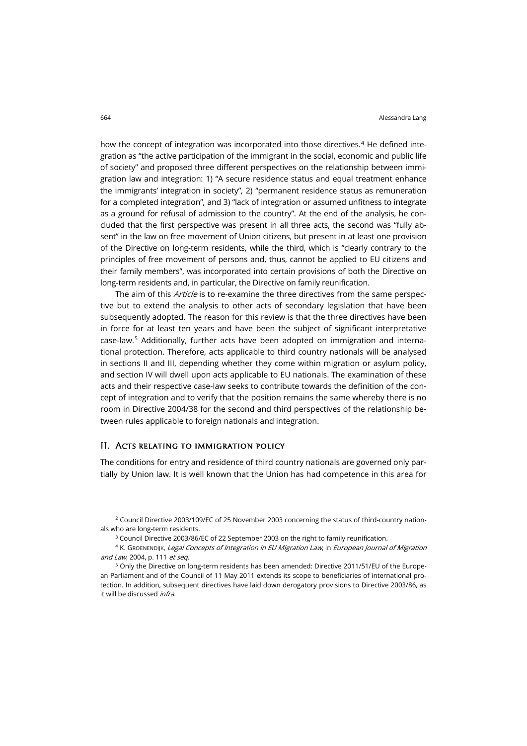how the concept of integration was incorporated into those directives.[4] He defined integration as "the active participation of the immigrant in the social, economic and public life of society" and proposed three different perspectives on the relationship between immigration law and integration: 1) "A secure residence status and equal treatment enhance the immigrants' integration in society", 2) "permanent residence status as remuneration for a completed integration", and 3) "lack of integration or assumed unfitness to integrate as a ground for refusal of admission to the country". At the end of the analysis, he concluded that the first perspective was present in all three acts, the second was "fully absent" in the law on free movement of Union citizens, but present in at least one provision of the Directive on long-term residents, while the third, which is "clearly contrary to the principles of free movement of persons and, thus, cannot be applied to EU citizens and their family members", was incorporated into certain provisions of both the Directive on long-term residents and, in particular, the Directive on family reunification.

The aim of this *Article* is to re-examine the three directives from the same perspective but to extend the analysis to other acts of secondary legislation that have been subsequently adopted. The reason for this review is that the three directives have been in force for at least ten years and have been the subject of significant interpretative case-law.[5] Additionally, further acts have been adopted on immigration and international protection. Therefore, acts applicable to third country nationals will be analysed in sections II and III, depending whether they come within migration or asylum policy, and section IV will dwell upon acts applicable to EU nationals. The examination of these acts and their respective case-law seeks to contribute towards the definition of the concept of integration and to verify that the position remains the same whereby there is no room in Directive 2004/38 for the second and third perspectives of the relationship between rules applicable to foreign nationals and integration.

## II. Acts relating to immigration policy

The conditions for entry and residence of third country nationals are governed only partially by Union law. It is well known that the Union has had competence in this area for

[2] Council Directive 2003/109/EC of 25 November 2003 concerning the status of third-country nationals who are long-term residents.

[3] Council Directive 2003/86/EC of 22 September 2003 on the right to family reunification.

[4] K. Groenendijk, *Legal Concepts of Integration in EU Migration Law*, in *European Journal of Migration and Law*, 2004, p. 111 *et seq*.

[5] Only the Directive on long-term residents has been amended: Directive 2011/51/EU of the European Parliament and of the Council of 11 May 2011 extends its scope to beneficiaries of international protection. In addition, subsequent directives have laid down derogatory provisions to Directive 2003/86, as it will be discussed *infra*.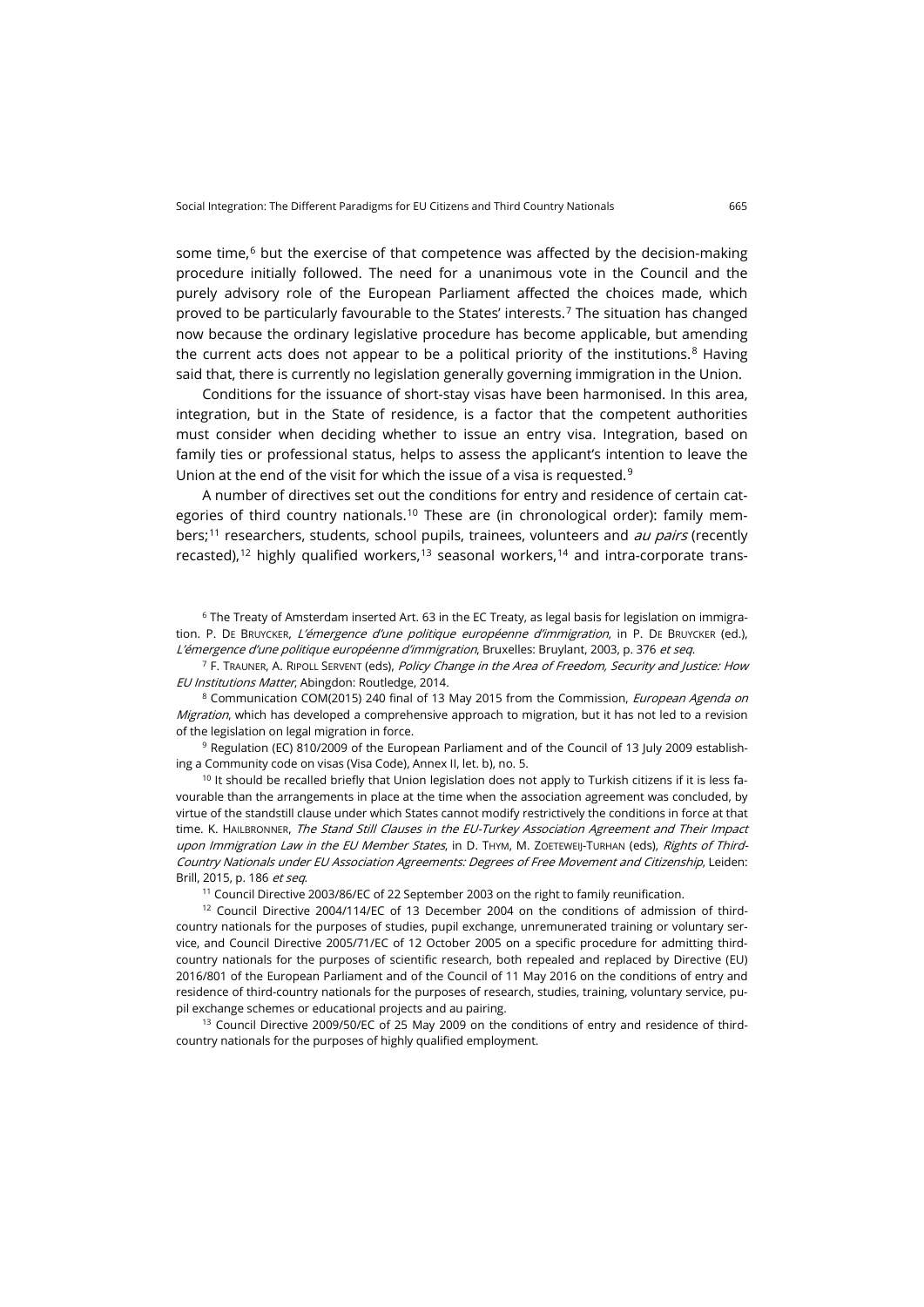some time,[6] but the exercise of that competence was affected by the decision-making procedure initially followed. The need for a unanimous vote in the Council and the purely advisory role of the European Parliament affected the choices made, which proved to be particularly favourable to the States' interests.[7] The situation has changed now because the ordinary legislative procedure has become applicable, but amending the current acts does not appear to be a political priority of the institutions.[8] Having said that, there is currently no legislation generally governing immigration in the Union.

Conditions for the issuance of short-stay visas have been harmonised. In this area, integration, but in the State of residence, is a factor that the competent authorities must consider when deciding whether to issue an entry visa. Integration, based on family ties or professional status, helps to assess the applicant's intention to leave the Union at the end of the visit for which the issue of a visa is requested.[9]

A number of directives set out the conditions for entry and residence of certain categories of third country nationals.[10] These are (in chronological order): family members;[11] researchers, students, school pupils, trainees, volunteers and *au pairs* (recently recasted),[12] highly qualified workers,[13] seasonal workers,[14] and intra-corporate trans-

[6] The Treaty of Amsterdam inserted Art. 63 in the EC Treaty, as legal basis for legislation on immigration. P. De Bruycker, *L'émergence d'une politique européenne d'immigration*, in P. De Bruycker (ed.), *L'émergence d'une politique européenne d'immigration*, Bruxelles: Bruylant, 2003, p. 376 *et seq*.

[7] F. Trauner, A. Ripoll Servent (eds), *Policy Change in the Area of Freedom, Security and Justice: How EU Institutions Matter*, Abingdon: Routledge, 2014.

[8] Communication COM(2015) 240 final of 13 May 2015 from the Commission, *European Agenda on Migration*, which has developed a comprehensive approach to migration, but it has not led to a revision of the legislation on legal migration in force.

[9] Regulation (EC) 810/2009 of the European Parliament and of the Council of 13 July 2009 establishing a Community code on visas (Visa Code), Annex II, let. b), no. 5.

[10] It should be recalled briefly that Union legislation does not apply to Turkish citizens if it is less favourable than the arrangements in place at the time when the association agreement was concluded, by virtue of the standstill clause under which States cannot modify restrictively the conditions in force at that time. K. Hailbronner, *The Stand Still Clauses in the EU-Turkey Association Agreement and Their Impact upon Immigration Law in the EU Member States*, in D. Thym, M. Zoeteweij-Turhan (eds), *Rights of Third-Country Nationals under EU Association Agreements: Degrees of Free Movement and Citizenship*, Leiden: Brill, 2015, p. 186 *et seq*.

[11] Council Directive 2003/86/EC of 22 September 2003 on the right to family reunification.

[12] Council Directive 2004/114/EC of 13 December 2004 on the conditions of admission of third-country nationals for the purposes of studies, pupil exchange, unremunerated training or voluntary service, and Council Directive 2005/71/EC of 12 October 2005 on a specific procedure for admitting third-country nationals for the purposes of scientific research, both repealed and replaced by Directive (EU) 2016/801 of the European Parliament and of the Council of 11 May 2016 on the conditions of entry and residence of third-country nationals for the purposes of research, studies, training, voluntary service, pupil exchange schemes or educational projects and au pairing.

[13] Council Directive 2009/50/EC of 25 May 2009 on the conditions of entry and residence of third-country nationals for the purposes of highly qualified employment.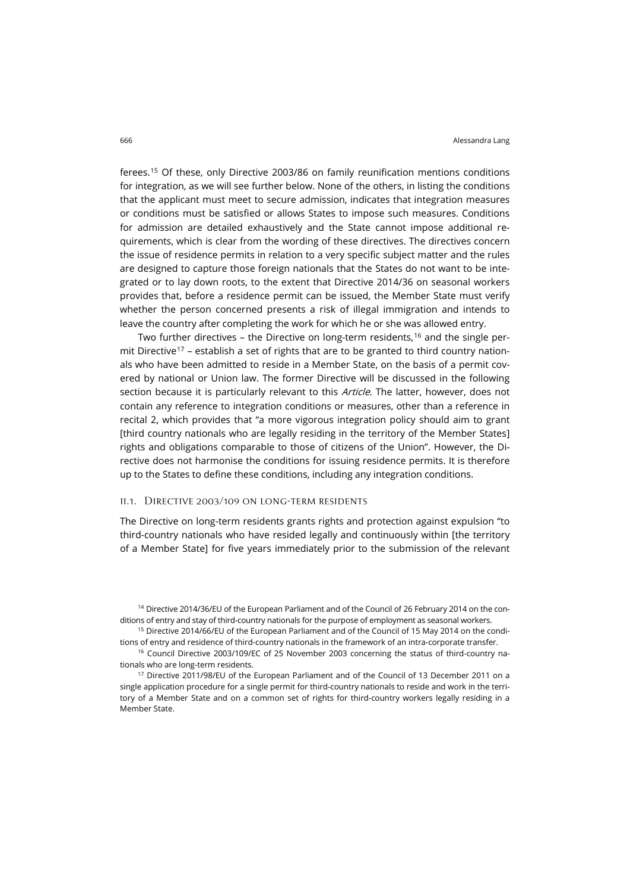ferees.[15] Of these, only Directive 2003/86 on family reunification mentions conditions for integration, as we will see further below. None of the others, in listing the conditions that the applicant must meet to secure admission, indicates that integration measures or conditions must be satisfied or allows States to impose such measures. Conditions for admission are detailed exhaustively and the State cannot impose additional requirements, which is clear from the wording of these directives. The directives concern the issue of residence permits in relation to a very specific subject matter and the rules are designed to capture those foreign nationals that the States do not want to be integrated or to lay down roots, to the extent that Directive 2014/36 on seasonal workers provides that, before a residence permit can be issued, the Member State must verify whether the person concerned presents a risk of illegal immigration and intends to leave the country after completing the work for which he or she was allowed entry.

Two further directives – the Directive on long-term residents,[16] and the single permit Directive[17] – establish a set of rights that are to be granted to third country nationals who have been admitted to reside in a Member State, on the basis of a permit covered by national or Union law. The former Directive will be discussed in the following section because it is particularly relevant to this *Article*. The latter, however, does not contain any reference to integration conditions or measures, other than a reference in recital 2, which provides that "a more vigorous integration policy should aim to grant [third country nationals who are legally residing in the territory of the Member States] rights and obligations comparable to those of citizens of the Union". However, the Directive does not harmonise the conditions for issuing residence permits. It is therefore up to the States to define these conditions, including any integration conditions.

### II.1. Directive 2003/109 on long-term residents

The Directive on long-term residents grants rights and protection against expulsion "to third-country nationals who have resided legally and continuously within [the territory of a Member State] for five years immediately prior to the submission of the relevant

[14] Directive 2014/36/EU of the European Parliament and of the Council of 26 February 2014 on the conditions of entry and stay of third-country nationals for the purpose of employment as seasonal workers.

[15] Directive 2014/66/EU of the European Parliament and of the Council of 15 May 2014 on the conditions of entry and residence of third-country nationals in the framework of an intra-corporate transfer.

[16] Council Directive 2003/109/EC of 25 November 2003 concerning the status of third-country nationals who are long-term residents.

[17] Directive 2011/98/EU of the European Parliament and of the Council of 13 December 2011 on a single application procedure for a single permit for third-country nationals to reside and work in the territory of a Member State and on a common set of rights for third-country workers legally residing in a Member State.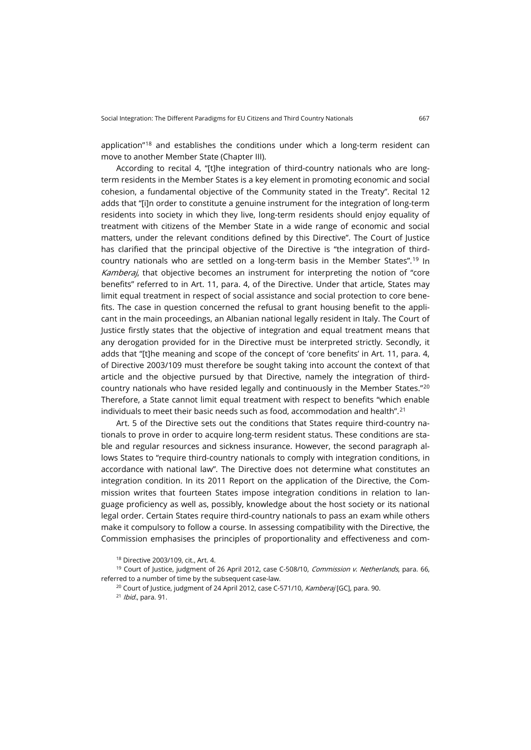application"[18] and establishes the conditions under which a long-term resident can move to another Member State (Chapter III).

According to recital 4, "[t]he integration of third-country nationals who are long-term residents in the Member States is a key element in promoting economic and social cohesion, a fundamental objective of the Community stated in the Treaty". Recital 12 adds that "[i]n order to constitute a genuine instrument for the integration of long-term residents into society in which they live, long-term residents should enjoy equality of treatment with citizens of the Member State in a wide range of economic and social matters, under the relevant conditions defined by this Directive". The Court of Justice has clarified that the principal objective of the Directive is "the integration of third-country nationals who are settled on a long-term basis in the Member States".[19] In *Kamberaj*, that objective becomes an instrument for interpreting the notion of "core benefits" referred to in Art. 11, para. 4, of the Directive. Under that article, States may limit equal treatment in respect of social assistance and social protection to core benefits. The case in question concerned the refusal to grant housing benefit to the applicant in the main proceedings, an Albanian national legally resident in Italy. The Court of Justice firstly states that the objective of integration and equal treatment means that any derogation provided for in the Directive must be interpreted strictly. Secondly, it adds that "[t]he meaning and scope of the concept of 'core benefits' in Art. 11, para. 4, of Directive 2003/109 must therefore be sought taking into account the context of that article and the objective pursued by that Directive, namely the integration of third-country nationals who have resided legally and continuously in the Member States."[20] Therefore, a State cannot limit equal treatment with respect to benefits "which enable individuals to meet their basic needs such as food, accommodation and health".[21]

Art. 5 of the Directive sets out the conditions that States require third-country nationals to prove in order to acquire long-term resident status. These conditions are stable and regular resources and sickness insurance. However, the second paragraph allows States to "require third-country nationals to comply with integration conditions, in accordance with national law". The Directive does not determine what constitutes an integration condition. In its 2011 Report on the application of the Directive, the Commission writes that fourteen States impose integration conditions in relation to language proficiency as well as, possibly, knowledge about the host society or its national legal order. Certain States require third-country nationals to pass an exam while others make it compulsory to follow a course. In assessing compatibility with the Directive, the Commission emphasises the principles of proportionality and effectiveness and com-

[18] Directive 2003/109, cit., Art. 4.

[19] Court of Justice, judgment of 26 April 2012, case C-508/10, *Commission v. Netherlands*, para. 66, referred to a number of time by the subsequent case-law.

[20] Court of Justice, judgment of 24 April 2012, case C-571/10, *Kamberaj* [GC], para. 90.

[21] *Ibid*., para. 91.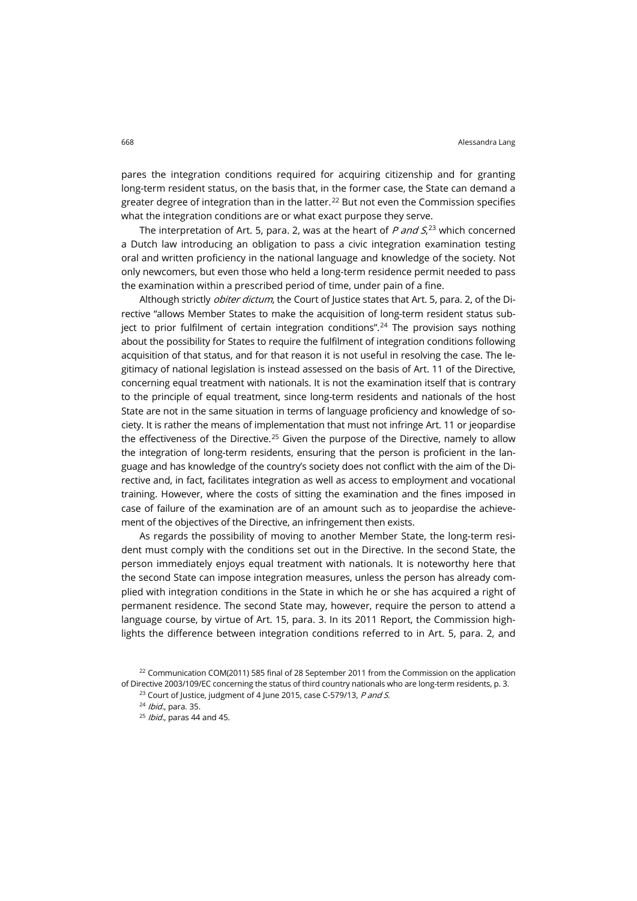pares the integration conditions required for acquiring citizenship and for granting long-term resident status, on the basis that, in the former case, the State can demand a greater degree of integration than in the latter.[22] But not even the Commission specifies what the integration conditions are or what exact purpose they serve.

The interpretation of Art. 5, para. 2, was at the heart of *P and S*,[23] which concerned a Dutch law introducing an obligation to pass a civic integration examination testing oral and written proficiency in the national language and knowledge of the society. Not only newcomers, but even those who held a long-term residence permit needed to pass the examination within a prescribed period of time, under pain of a fine.

Although strictly *obiter dictum*, the Court of Justice states that Art. 5, para. 2, of the Directive "allows Member States to make the acquisition of long-term resident status subject to prior fulfilment of certain integration conditions".[24] The provision says nothing about the possibility for States to require the fulfilment of integration conditions following acquisition of that status, and for that reason it is not useful in resolving the case. The legitimacy of national legislation is instead assessed on the basis of Art. 11 of the Directive, concerning equal treatment with nationals. It is not the examination itself that is contrary to the principle of equal treatment, since long-term residents and nationals of the host State are not in the same situation in terms of language proficiency and knowledge of society. It is rather the means of implementation that must not infringe Art. 11 or jeopardise the effectiveness of the Directive.[25] Given the purpose of the Directive, namely to allow the integration of long-term residents, ensuring that the person is proficient in the language and has knowledge of the country's society does not conflict with the aim of the Directive and, in fact, facilitates integration as well as access to employment and vocational training. However, where the costs of sitting the examination and the fines imposed in case of failure of the examination are of an amount such as to jeopardise the achievement of the objectives of the Directive, an infringement then exists.

As regards the possibility of moving to another Member State, the long-term resident must comply with the conditions set out in the Directive. In the second State, the person immediately enjoys equal treatment with nationals. It is noteworthy here that the second State can impose integration measures, unless the person has already complied with integration conditions in the State in which he or she has acquired a right of permanent residence. The second State may, however, require the person to attend a language course, by virtue of Art. 15, para. 3. In its 2011 Report, the Commission highlights the difference between integration conditions referred to in Art. 5, para. 2, and

[22] Communication COM(2011) 585 final of 28 September 2011 from the Commission on the application of Directive 2003/109/EC concerning the status of third country nationals who are long-term residents, p. 3.

[23] Court of Justice, judgment of 4 June 2015, case C-579/13, *P and S*.

[24] *Ibid*., para. 35.

[25] *Ibid*., paras 44 and 45.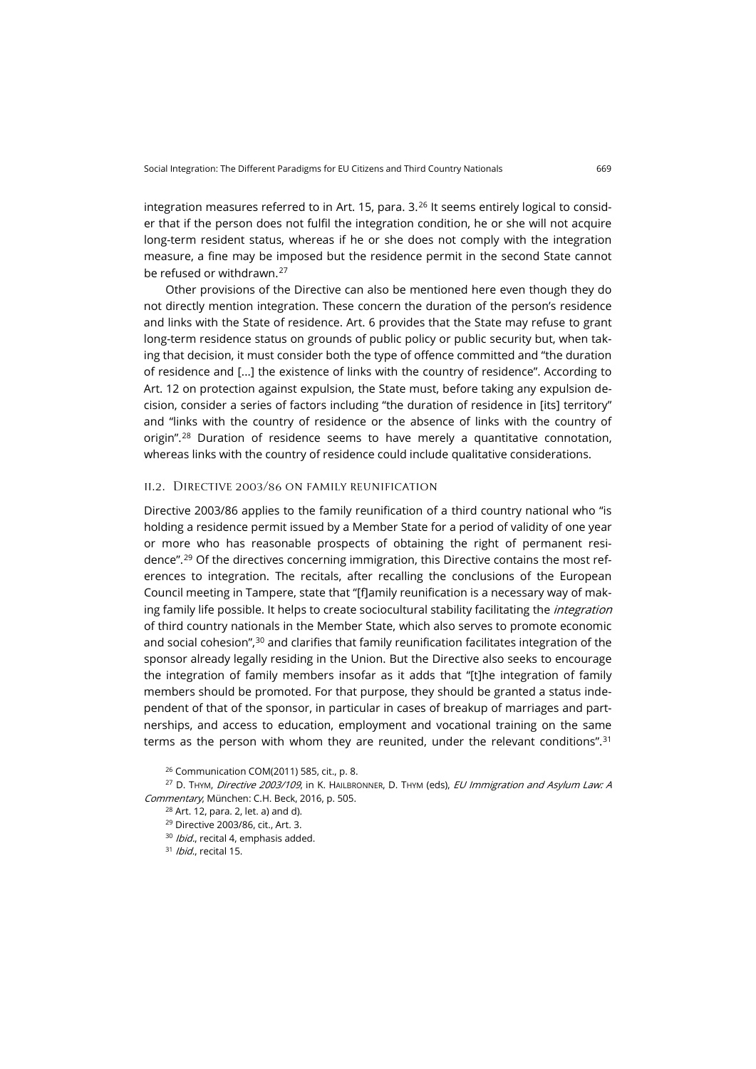integration measures referred to in Art. 15, para. 3.[26] It seems entirely logical to consider that if the person does not fulfil the integration condition, he or she will not acquire long-term resident status, whereas if he or she does not comply with the integration measure, a fine may be imposed but the residence permit in the second State cannot be refused or withdrawn.[27]

Other provisions of the Directive can also be mentioned here even though they do not directly mention integration. These concern the duration of the person's residence and links with the State of residence. Art. 6 provides that the State may refuse to grant long-term residence status on grounds of public policy or public security but, when taking that decision, it must consider both the type of offence committed and "the duration of residence and [...] the existence of links with the country of residence". According to Art. 12 on protection against expulsion, the State must, before taking any expulsion decision, consider a series of factors including "the duration of residence in [its] territory" and "links with the country of residence or the absence of links with the country of origin".[28] Duration of residence seems to have merely a quantitative connotation, whereas links with the country of residence could include qualitative considerations.

### II.2. Directive 2003/86 on family reunification

Directive 2003/86 applies to the family reunification of a third country national who "is holding a residence permit issued by a Member State for a period of validity of one year or more who has reasonable prospects of obtaining the right of permanent residence".[29] Of the directives concerning immigration, this Directive contains the most references to integration. The recitals, after recalling the conclusions of the European Council meeting in Tampere, state that "[f]amily reunification is a necessary way of making family life possible. It helps to create sociocultural stability facilitating the *integration* of third country nationals in the Member State, which also serves to promote economic and social cohesion",[30] and clarifies that family reunification facilitates integration of the sponsor already legally residing in the Union. But the Directive also seeks to encourage the integration of family members insofar as it adds that "[t]he integration of family members should be promoted. For that purpose, they should be granted a status independent of that of the sponsor, in particular in cases of breakup of marriages and partnerships, and access to education, employment and vocational training on the same terms as the person with whom they are reunited, under the relevant conditions".[31]

[26] Communication COM(2011) 585, cit., p. 8.

[27] D. Thym, *Directive 2003/109*, in K. Hailbronner, D. Thym (eds), *EU Immigration and Asylum Law: A Commentary*, München: C.H. Beck, 2016, p. 505.

[28] Art. 12, para. 2, let. a) and d).

[29] Directive 2003/86, cit., Art. 3.

[30] *Ibid.*, recital 4, emphasis added.

[31] *Ibid.*, recital 15.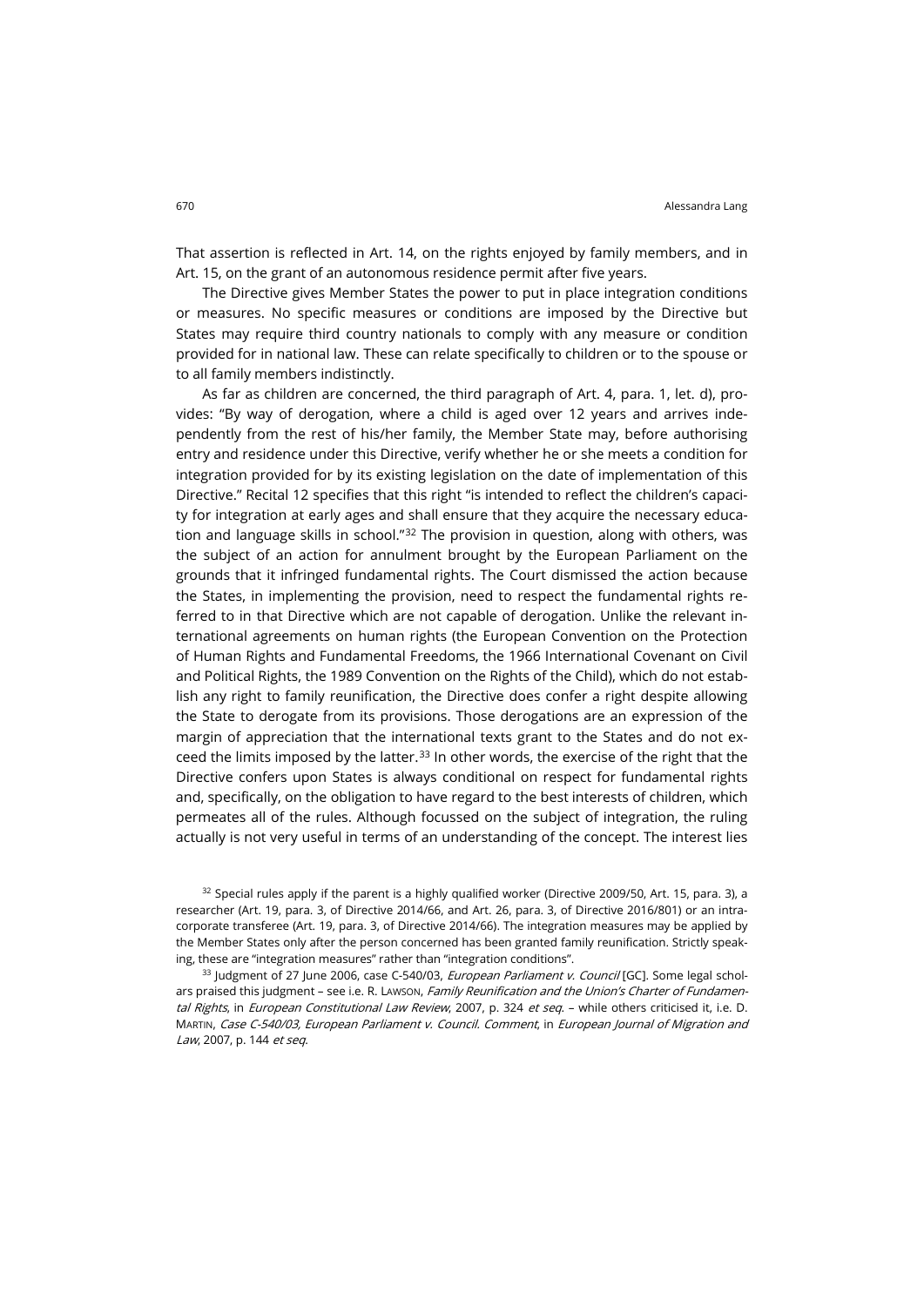That assertion is reflected in Art. 14, on the rights enjoyed by family members, and in Art. 15, on the grant of an autonomous residence permit after five years.

The Directive gives Member States the power to put in place integration conditions or measures. No specific measures or conditions are imposed by the Directive but States may require third country nationals to comply with any measure or condition provided for in national law. These can relate specifically to children or to the spouse or to all family members indistinctly.

As far as children are concerned, the third paragraph of Art. 4, para. 1, let. d), provides: "By way of derogation, where a child is aged over 12 years and arrives independently from the rest of his/her family, the Member State may, before authorising entry and residence under this Directive, verify whether he or she meets a condition for integration provided for by its existing legislation on the date of implementation of this Directive." Recital 12 specifies that this right "is intended to reflect the children's capacity for integration at early ages and shall ensure that they acquire the necessary education and language skills in school."[32] The provision in question, along with others, was the subject of an action for annulment brought by the European Parliament on the grounds that it infringed fundamental rights. The Court dismissed the action because the States, in implementing the provision, need to respect the fundamental rights referred to in that Directive which are not capable of derogation. Unlike the relevant international agreements on human rights (the European Convention on the Protection of Human Rights and Fundamental Freedoms, the 1966 International Covenant on Civil and Political Rights, the 1989 Convention on the Rights of the Child), which do not establish any right to family reunification, the Directive does confer a right despite allowing the State to derogate from its provisions. Those derogations are an expression of the margin of appreciation that the international texts grant to the States and do not exceed the limits imposed by the latter.[33] In other words, the exercise of the right that the Directive confers upon States is always conditional on respect for fundamental rights and, specifically, on the obligation to have regard to the best interests of children, which permeates all of the rules. Although focussed on the subject of integration, the ruling actually is not very useful in terms of an understanding of the concept. The interest lies

[32] Special rules apply if the parent is a highly qualified worker (Directive 2009/50, Art. 15, para. 3), a researcher (Art. 19, para. 3, of Directive 2014/66, and Art. 26, para. 3, of Directive 2016/801) or an intra-corporate transferee (Art. 19, para. 3, of Directive 2014/66). The integration measures may be applied by the Member States only after the person concerned has been granted family reunification. Strictly speaking, these are "integration measures" rather than "integration conditions".

[33] Judgment of 27 June 2006, case C-540/03, *European Parliament v. Council* [GC]. Some legal scholars praised this judgment – see i.e. R. Lawson, *Family Reunification and the Union's Charter of Fundamental Rights*, in *European Constitutional Law Review*, 2007, p. 324 *et seq.* – while others criticised it, i.e. D. Martin, *Case C-540/03, European Parliament v. Council. Comment*, in *European Journal of Migration and Law*, 2007, p. 144 *et seq.*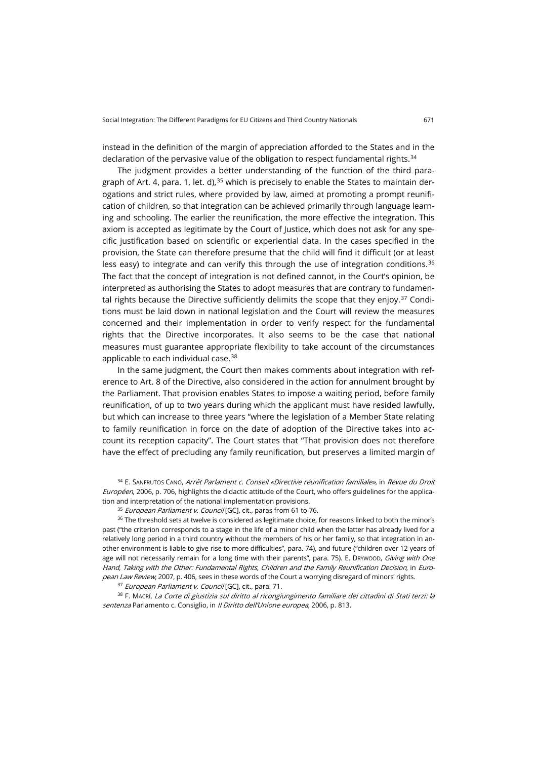instead in the definition of the margin of appreciation afforded to the States and in the declaration of the pervasive value of the obligation to respect fundamental rights.[34]

The judgment provides a better understanding of the function of the third paragraph of Art. 4, para. 1, let. d),[35] which is precisely to enable the States to maintain derogations and strict rules, where provided by law, aimed at promoting a prompt reunification of children, so that integration can be achieved primarily through language learning and schooling. The earlier the reunification, the more effective the integration. This axiom is accepted as legitimate by the Court of Justice, which does not ask for any specific justification based on scientific or experiential data. In the cases specified in the provision, the State can therefore presume that the child will find it difficult (or at least less easy) to integrate and can verify this through the use of integration conditions.[36] The fact that the concept of integration is not defined cannot, in the Court's opinion, be interpreted as authorising the States to adopt measures that are contrary to fundamental rights because the Directive sufficiently delimits the scope that they enjoy.[37] Conditions must be laid down in national legislation and the Court will review the measures concerned and their implementation in order to verify respect for the fundamental rights that the Directive incorporates. It also seems to be the case that national measures must guarantee appropriate flexibility to take account of the circumstances applicable to each individual case.[38]

In the same judgment, the Court then makes comments about integration with reference to Art. 8 of the Directive, also considered in the action for annulment brought by the Parliament. That provision enables States to impose a waiting period, before family reunification, of up to two years during which the applicant must have resided lawfully, but which can increase to three years "where the legislation of a Member State relating to family reunification in force on the date of adoption of the Directive takes into account its reception capacity". The Court states that "That provision does not therefore have the effect of precluding any family reunification, but preserves a limited margin of

[34] E. Sanfrutos Cano, *Arrêt Parlament c. Conseil «Directive réunification familiale»*, in *Revue du Droit Européen*, 2006, p. 706, highlights the didactic attitude of the Court, who offers guidelines for the application and interpretation of the national implementation provisions.

[35] *European Parliament v. Council* [GC], cit., paras from 61 to 76.

[36] The threshold sets at twelve is considered as legitimate choice, for reasons linked to both the minor's past ("the criterion corresponds to a stage in the life of a minor child when the latter has already lived for a relatively long period in a third country without the members of his or her family, so that integration in another environment is liable to give rise to more difficulties", para. 74), and future ("children over 12 years of age will not necessarily remain for a long time with their parents", para. 75). E. Drywood, *Giving with One Hand, Taking with the Other: Fundamental Rights, Children and the Family Reunification Decision*, in *European Law Review*, 2007, p. 406, sees in these words of the Court a worrying disregard of minors' rights.

[37] *European Parliament v. Council* [GC], cit., para. 71.

[38] F. Macrí, *La Corte di giustizia sul diritto al ricongiungimento familiare dei cittadini di Stati terzi: la sentenza* Parlamento c. Consiglio, in *Il Diritto dell'Unione europea*, 2006, p. 813.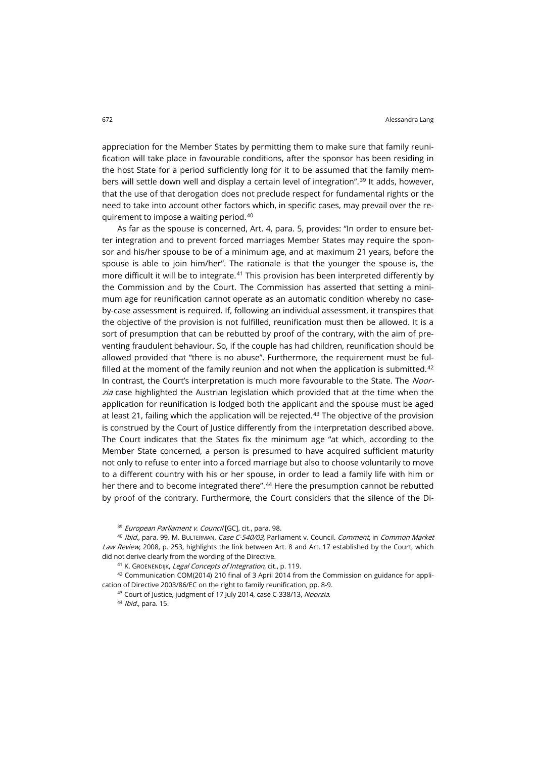appreciation for the Member States by permitting them to make sure that family reunification will take place in favourable conditions, after the sponsor has been residing in the host State for a period sufficiently long for it to be assumed that the family members will settle down well and display a certain level of integration".[39] It adds, however, that the use of that derogation does not preclude respect for fundamental rights or the need to take into account other factors which, in specific cases, may prevail over the requirement to impose a waiting period.[40]

As far as the spouse is concerned, Art. 4, para. 5, provides: "In order to ensure better integration and to prevent forced marriages Member States may require the sponsor and his/her spouse to be of a minimum age, and at maximum 21 years, before the spouse is able to join him/her". The rationale is that the younger the spouse is, the more difficult it will be to integrate.[41] This provision has been interpreted differently by the Commission and by the Court. The Commission has asserted that setting a minimum age for reunification cannot operate as an automatic condition whereby no case-by-case assessment is required. If, following an individual assessment, it transpires that the objective of the provision is not fulfilled, reunification must then be allowed. It is a sort of presumption that can be rebutted by proof of the contrary, with the aim of preventing fraudulent behaviour. So, if the couple has had children, reunification should be allowed provided that "there is no abuse". Furthermore, the requirement must be fulfilled at the moment of the family reunion and not when the application is submitted.[42] In contrast, the Court's interpretation is much more favourable to the State. The *Noorzia* case highlighted the Austrian legislation which provided that at the time when the application for reunification is lodged both the applicant and the spouse must be aged at least 21, failing which the application will be rejected.[43] The objective of the provision is construed by the Court of Justice differently from the interpretation described above. The Court indicates that the States fix the minimum age "at which, according to the Member State concerned, a person is presumed to have acquired sufficient maturity not only to refuse to enter into a forced marriage but also to choose voluntarily to move to a different country with his or her spouse, in order to lead a family life with him or her there and to become integrated there".[44] Here the presumption cannot be rebutted by proof of the contrary. Furthermore, the Court considers that the silence of the Di-

[39] *European Parliament v. Council* [GC], cit., para. 98.

[40] *Ibid.*, para. 99. M. Bulterman, *Case C-540/03,* Parliament v. Council. *Comment*, in *Common Market Law Review*, 2008, p. 253, highlights the link between Art. 8 and Art. 17 established by the Court, which did not derive clearly from the wording of the Directive.

[41] K. Groenendijk, *Legal Concepts of Integration*, cit., p. 119.

[42] Communication COM(2014) 210 final of 3 April 2014 from the Commission on guidance for application of Directive 2003/86/EC on the right to family reunification, pp. 8-9.

[43] Court of Justice, judgment of 17 July 2014, case C-338/13, *Noorzia*.

[44] *Ibid.*, para. 15.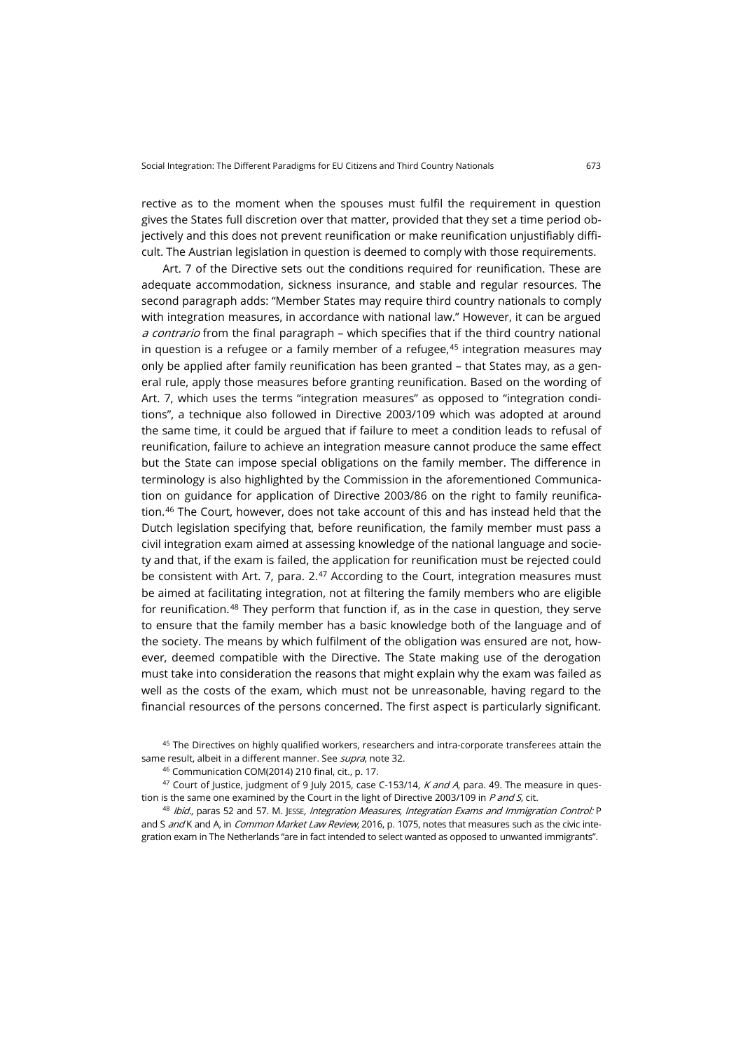rective as to the moment when the spouses must fulfil the requirement in question gives the States full discretion over that matter, provided that they set a time period objectively and this does not prevent reunification or make reunification unjustifiably difficult. The Austrian legislation in question is deemed to comply with those requirements.

Art. 7 of the Directive sets out the conditions required for reunification. These are adequate accommodation, sickness insurance, and stable and regular resources. The second paragraph adds: "Member States may require third country nationals to comply with integration measures, in accordance with national law." However, it can be argued *a contrario* from the final paragraph – which specifies that if the third country national in question is a refugee or a family member of a refugee,[45] integration measures may only be applied after family reunification has been granted – that States may, as a general rule, apply those measures before granting reunification. Based on the wording of Art. 7, which uses the terms "integration measures" as opposed to "integration conditions", a technique also followed in Directive 2003/109 which was adopted at around the same time, it could be argued that if failure to meet a condition leads to refusal of reunification, failure to achieve an integration measure cannot produce the same effect but the State can impose special obligations on the family member. The difference in terminology is also highlighted by the Commission in the aforementioned Communication on guidance for application of Directive 2003/86 on the right to family reunification.[46] The Court, however, does not take account of this and has instead held that the Dutch legislation specifying that, before reunification, the family member must pass a civil integration exam aimed at assessing knowledge of the national language and society and that, if the exam is failed, the application for reunification must be rejected could be consistent with Art. 7, para. 2.[47] According to the Court, integration measures must be aimed at facilitating integration, not at filtering the family members who are eligible for reunification.[48] They perform that function if, as in the case in question, they serve to ensure that the family member has a basic knowledge both of the language and of the society. The means by which fulfilment of the obligation was ensured are not, however, deemed compatible with the Directive. The State making use of the derogation must take into consideration the reasons that might explain why the exam was failed as well as the costs of the exam, which must not be unreasonable, having regard to the financial resources of the persons concerned. The first aspect is particularly significant.

[45] The Directives on highly qualified workers, researchers and intra-corporate transferees attain the same result, albeit in a different manner. See *supra*, note 32.

[46] Communication COM(2014) 210 final, cit., p. 17.

[47] Court of Justice, judgment of 9 July 2015, case C-153/14, *K and A*, para. 49. The measure in question is the same one examined by the Court in the light of Directive 2003/109 in *P and S*, cit.

[48] *Ibid.*, paras 52 and 57. M. JESSE, *Integration Measures, Integration Exams and Immigration Control:* P and S *and* K and A, in *Common Market Law Review*, 2016, p. 1075, notes that measures such as the civic integration exam in The Netherlands "are in fact intended to select wanted as opposed to unwanted immigrants".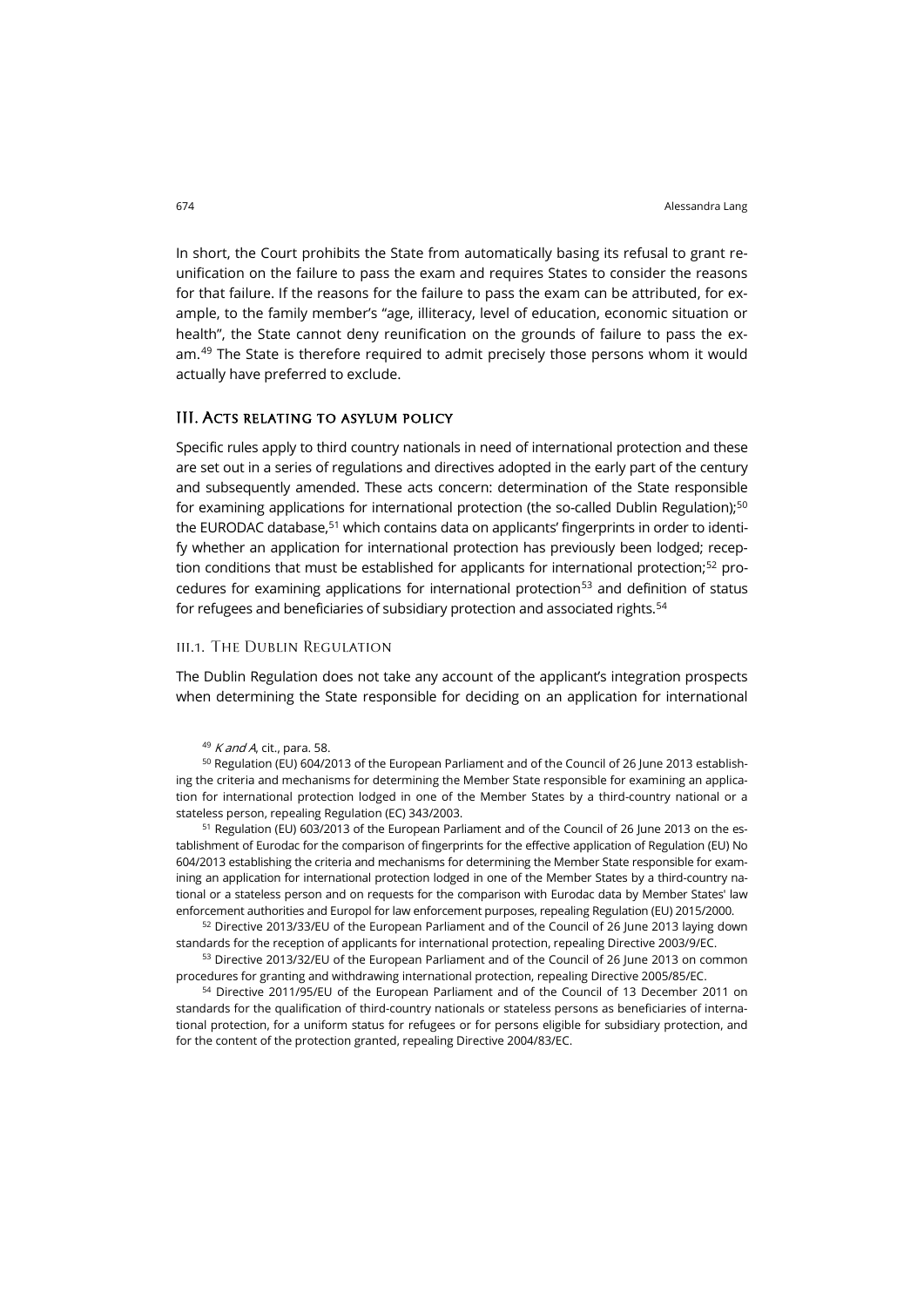In short, the Court prohibits the State from automatically basing its refusal to grant reunification on the failure to pass the exam and requires States to consider the reasons for that failure. If the reasons for the failure to pass the exam can be attributed, for example, to the family member's "age, illiteracy, level of education, economic situation or health", the State cannot deny reunification on the grounds of failure to pass the exam.[49] The State is therefore required to admit precisely those persons whom it would actually have preferred to exclude.

## III. Acts relating to asylum policy

Specific rules apply to third country nationals in need of international protection and these are set out in a series of regulations and directives adopted in the early part of the century and subsequently amended. These acts concern: determination of the State responsible for examining applications for international protection (the so-called Dublin Regulation);[50] the EURODAC database,[51] which contains data on applicants' fingerprints in order to identify whether an application for international protection has previously been lodged; reception conditions that must be established for applicants for international protection;[52] procedures for examining applications for international protection[53] and definition of status for refugees and beneficiaries of subsidiary protection and associated rights.[54]

### III.1. The Dublin Regulation

The Dublin Regulation does not take any account of the applicant's integration prospects when determining the State responsible for deciding on an application for international

[49] *K and A*, cit., para. 58.

[50] Regulation (EU) 604/2013 of the European Parliament and of the Council of 26 June 2013 establishing the criteria and mechanisms for determining the Member State responsible for examining an application for international protection lodged in one of the Member States by a third-country national or a stateless person, repealing Regulation (EC) 343/2003.

[51] Regulation (EU) 603/2013 of the European Parliament and of the Council of 26 June 2013 on the establishment of Eurodac for the comparison of fingerprints for the effective application of Regulation (EU) No 604/2013 establishing the criteria and mechanisms for determining the Member State responsible for examining an application for international protection lodged in one of the Member States by a third-country national or a stateless person and on requests for the comparison with Eurodac data by Member States' law enforcement authorities and Europol for law enforcement purposes, repealing Regulation (EU) 2015/2000.

[52] Directive 2013/33/EU of the European Parliament and of the Council of 26 June 2013 laying down standards for the reception of applicants for international protection, repealing Directive 2003/9/EC.

[53] Directive 2013/32/EU of the European Parliament and of the Council of 26 June 2013 on common procedures for granting and withdrawing international protection, repealing Directive 2005/85/EC.

[54] Directive 2011/95/EU of the European Parliament and of the Council of 13 December 2011 on standards for the qualification of third-country nationals or stateless persons as beneficiaries of international protection, for a uniform status for refugees or for persons eligible for subsidiary protection, and for the content of the protection granted, repealing Directive 2004/83/EC.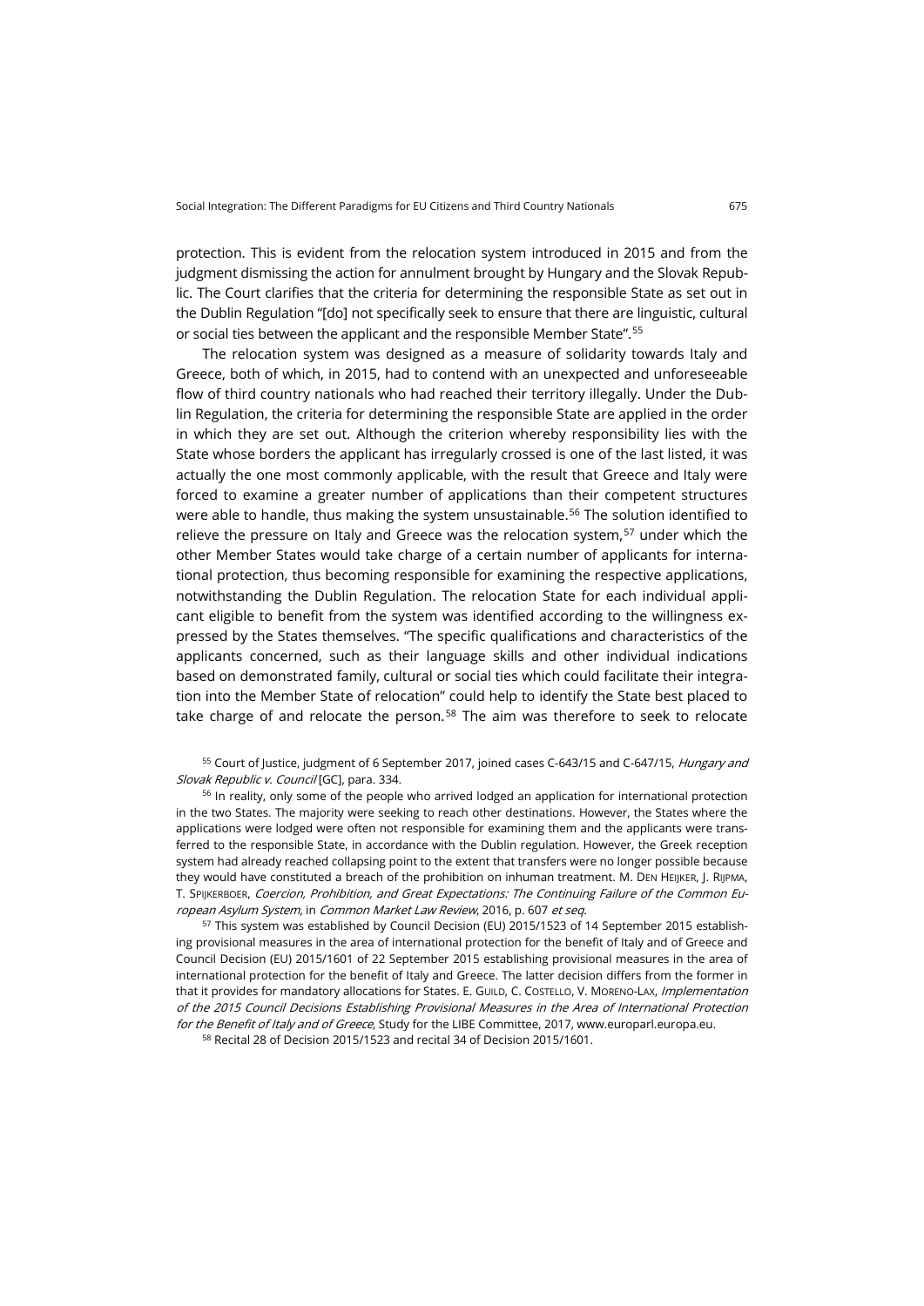protection. This is evident from the relocation system introduced in 2015 and from the judgment dismissing the action for annulment brought by Hungary and the Slovak Republic. The Court clarifies that the criteria for determining the responsible State as set out in the Dublin Regulation "[do] not specifically seek to ensure that there are linguistic, cultural or social ties between the applicant and the responsible Member State".[55]

The relocation system was designed as a measure of solidarity towards Italy and Greece, both of which, in 2015, had to contend with an unexpected and unforeseeable flow of third country nationals who had reached their territory illegally. Under the Dublin Regulation, the criteria for determining the responsible State are applied in the order in which they are set out. Although the criterion whereby responsibility lies with the State whose borders the applicant has irregularly crossed is one of the last listed, it was actually the one most commonly applicable, with the result that Greece and Italy were forced to examine a greater number of applications than their competent structures were able to handle, thus making the system unsustainable.[56] The solution identified to relieve the pressure on Italy and Greece was the relocation system,[57] under which the other Member States would take charge of a certain number of applicants for international protection, thus becoming responsible for examining the respective applications, notwithstanding the Dublin Regulation. The relocation State for each individual applicant eligible to benefit from the system was identified according to the willingness expressed by the States themselves. "The specific qualifications and characteristics of the applicants concerned, such as their language skills and other individual indications based on demonstrated family, cultural or social ties which could facilitate their integration into the Member State of relocation" could help to identify the State best placed to take charge of and relocate the person.[58] The aim was therefore to seek to relocate

[55] Court of Justice, judgment of 6 September 2017, joined cases C-643/15 and C-647/15, *Hungary and Slovak Republic v. Council* [GC], para. 334.

[56] In reality, only some of the people who arrived lodged an application for international protection in the two States. The majority were seeking to reach other destinations. However, the States where the applications were lodged were often not responsible for examining them and the applicants were transferred to the responsible State, in accordance with the Dublin regulation. However, the Greek reception system had already reached collapsing point to the extent that transfers were no longer possible because they would have constituted a breach of the prohibition on inhuman treatment. M. DEN HEIJKER, J. RIJPMA, T. SPIJKERBOER, *Coercion, Prohibition, and Great Expectations: The Continuing Failure of the Common European Asylum System*, in *Common Market Law Review*, 2016, p. 607 *et seq*.

[57] This system was established by Council Decision (EU) 2015/1523 of 14 September 2015 establishing provisional measures in the area of international protection for the benefit of Italy and of Greece and Council Decision (EU) 2015/1601 of 22 September 2015 establishing provisional measures in the area of international protection for the benefit of Italy and Greece. The latter decision differs from the former in that it provides for mandatory allocations for States. E. GUILD, C. COSTELLO, V. MORENO-LAX, *Implementation of the 2015 Council Decisions Establishing Provisional Measures in the Area of International Protection for the Benefit of Italy and of Greece*, Study for the LIBE Committee, 2017, www.europarl.europa.eu.

[58] Recital 28 of Decision 2015/1523 and recital 34 of Decision 2015/1601.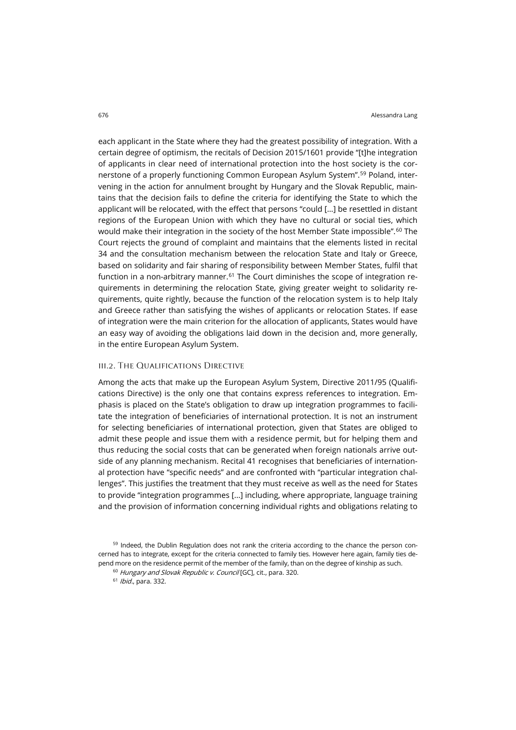each applicant in the State where they had the greatest possibility of integration. With a certain degree of optimism, the recitals of Decision 2015/1601 provide "[t]he integration of applicants in clear need of international protection into the host society is the cornerstone of a properly functioning Common European Asylum System".[59] Poland, intervening in the action for annulment brought by Hungary and the Slovak Republic, maintains that the decision fails to define the criteria for identifying the State to which the applicant will be relocated, with the effect that persons "could […] be resettled in distant regions of the European Union with which they have no cultural or social ties, which would make their integration in the society of the host Member State impossible".[60] The Court rejects the ground of complaint and maintains that the elements listed in recital 34 and the consultation mechanism between the relocation State and Italy or Greece, based on solidarity and fair sharing of responsibility between Member States, fulfil that function in a non-arbitrary manner.[61] The Court diminishes the scope of integration requirements in determining the relocation State, giving greater weight to solidarity requirements, quite rightly, because the function of the relocation system is to help Italy and Greece rather than satisfying the wishes of applicants or relocation States. If ease of integration were the main criterion for the allocation of applicants, States would have an easy way of avoiding the obligations laid down in the decision and, more generally, in the entire European Asylum System.

### III.2. The Qualifications Directive

Among the acts that make up the European Asylum System, Directive 2011/95 (Qualifications Directive) is the only one that contains express references to integration. Emphasis is placed on the State's obligation to draw up integration programmes to facilitate the integration of beneficiaries of international protection. It is not an instrument for selecting beneficiaries of international protection, given that States are obliged to admit these people and issue them with a residence permit, but for helping them and thus reducing the social costs that can be generated when foreign nationals arrive outside of any planning mechanism. Recital 41 recognises that beneficiaries of international protection have "specific needs" and are confronted with "particular integration challenges". This justifies the treatment that they must receive as well as the need for States to provide "integration programmes […] including, where appropriate, language training and the provision of information concerning individual rights and obligations relating to

---

[59] Indeed, the Dublin Regulation does not rank the criteria according to the chance the person concerned has to integrate, except for the criteria connected to family ties. However here again, family ties depend more on the residence permit of the member of the family, than on the degree of kinship as such.

[60] *Hungary and Slovak Republic v. Council* [GC], cit., para. 320.

[61] *Ibid.*, para. 332.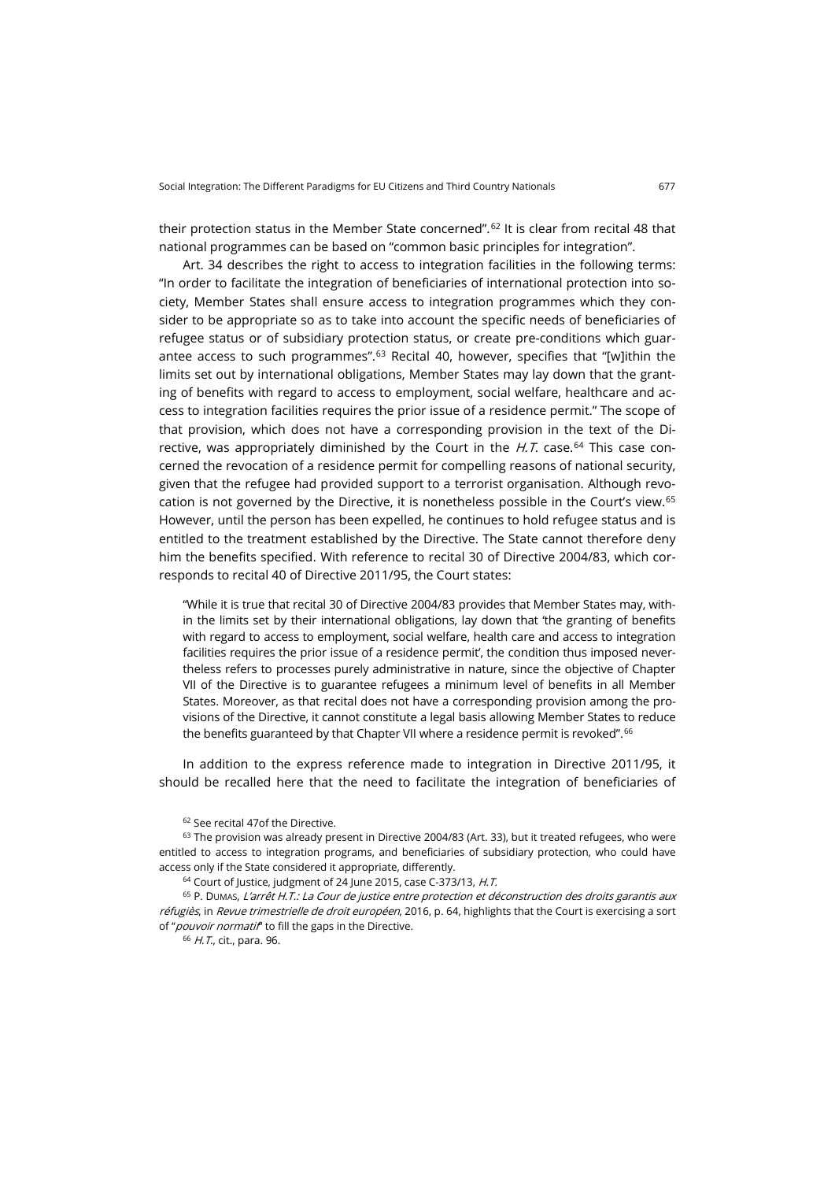their protection status in the Member State concerned".[62] It is clear from recital 48 that national programmes can be based on "common basic principles for integration".

Art. 34 describes the right to access to integration facilities in the following terms: "In order to facilitate the integration of beneficiaries of international protection into society, Member States shall ensure access to integration programmes which they consider to be appropriate so as to take into account the specific needs of beneficiaries of refugee status or of subsidiary protection status, or create pre-conditions which guarantee access to such programmes".[63] Recital 40, however, specifies that "[w]ithin the limits set out by international obligations, Member States may lay down that the granting of benefits with regard to access to employment, social welfare, healthcare and access to integration facilities requires the prior issue of a residence permit." The scope of that provision, which does not have a corresponding provision in the text of the Directive, was appropriately diminished by the Court in the *H.T.* case.[64] This case concerned the revocation of a residence permit for compelling reasons of national security, given that the refugee had provided support to a terrorist organisation. Although revocation is not governed by the Directive, it is nonetheless possible in the Court's view.[65] However, until the person has been expelled, he continues to hold refugee status and is entitled to the treatment established by the Directive. The State cannot therefore deny him the benefits specified. With reference to recital 30 of Directive 2004/83, which corresponds to recital 40 of Directive 2011/95, the Court states:

> "While it is true that recital 30 of Directive 2004/83 provides that Member States may, within the limits set by their international obligations, lay down that 'the granting of benefits with regard to access to employment, social welfare, health care and access to integration facilities requires the prior issue of a residence permit', the condition thus imposed nevertheless refers to processes purely administrative in nature, since the objective of Chapter VII of the Directive is to guarantee refugees a minimum level of benefits in all Member States. Moreover, as that recital does not have a corresponding provision among the provisions of the Directive, it cannot constitute a legal basis allowing Member States to reduce the benefits guaranteed by that Chapter VII where a residence permit is revoked".[66]

In addition to the express reference made to integration in Directive 2011/95, it should be recalled here that the need to facilitate the integration of beneficiaries of

---

[62] See recital 47of the Directive.

[63] The provision was already present in Directive 2004/83 (Art. 33), but it treated refugees, who were entitled to access to integration programs, and beneficiaries of subsidiary protection, who could have access only if the State considered it appropriate, differently.

[64] Court of Justice, judgment of 24 June 2015, case C-373/13, *H.T.*

[65] P. Dumas, *L'arrêt H.T.: La Cour de justice entre protection et déconstruction des droits garantis aux réfugiès*, in *Revue trimestrielle de droit européen*, 2016, p. 64, highlights that the Court is exercising a sort of "*pouvoir normatif*" to fill the gaps in the Directive.

[66] *H.T.*, cit., para. 96.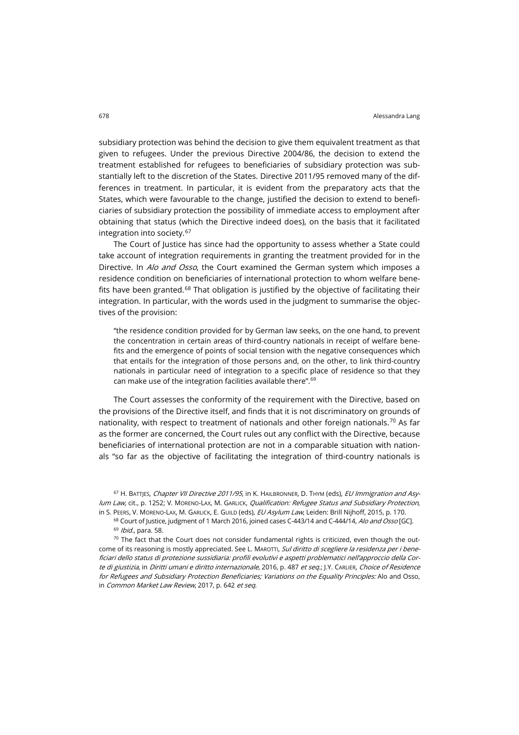subsidiary protection was behind the decision to give them equivalent treatment as that given to refugees. Under the previous Directive 2004/86, the decision to extend the treatment established for refugees to beneficiaries of subsidiary protection was substantially left to the discretion of the States. Directive 2011/95 removed many of the differences in treatment. In particular, it is evident from the preparatory acts that the States, which were favourable to the change, justified the decision to extend to beneficiaries of subsidiary protection the possibility of immediate access to employment after obtaining that status (which the Directive indeed does), on the basis that it facilitated integration into society.[67]

The Court of Justice has since had the opportunity to assess whether a State could take account of integration requirements in granting the treatment provided for in the Directive. In *Alo and Osso*, the Court examined the German system which imposes a residence condition on beneficiaries of international protection to whom welfare benefits have been granted.[68] That obligation is justified by the objective of facilitating their integration. In particular, with the words used in the judgment to summarise the objectives of the provision:

> "the residence condition provided for by German law seeks, on the one hand, to prevent the concentration in certain areas of third-country nationals in receipt of welfare benefits and the emergence of points of social tension with the negative consequences which that entails for the integration of those persons and, on the other, to link third-country nationals in particular need of integration to a specific place of residence so that they can make use of the integration facilities available there".[69]

The Court assesses the conformity of the requirement with the Directive, based on the provisions of the Directive itself, and finds that it is not discriminatory on grounds of nationality, with respect to treatment of nationals and other foreign nationals.[70] As far as the former are concerned, the Court rules out any conflict with the Directive, because beneficiaries of international protection are not in a comparable situation with nationals "so far as the objective of facilitating the integration of third-country nationals is

---

[67] H. Battjes, *Chapter VII Directive 2011/95*, in K. Hailbronner, D. Thym (eds), *EU Immigration and Asylum Law*, cit., p. 1252; V. Moreno-Lax, M. Garlick, *Qualification: Refugee Status and Subsidiary Protection*, in S. Peers, V. Moreno-Lax, M. Garlick, E. Guild (eds), *EU Asylum Law*, Leiden: Brill Nijhoff, 2015, p. 170.

[68] Court of Justice, judgment of 1 March 2016, joined cases C-443/14 and C-444/14, *Alo and Osso* [GC].

[69] *Ibid*., para. 58.

[70] The fact that the Court does not consider fundamental rights is criticized, even though the outcome of its reasoning is mostly appreciated. See L. Marotti, *Sul diritto di scegliere la residenza per i beneficiari dello status di protezione sussidiaria: profili evolutivi e aspetti problematici nell'approccio della Corte di giustizia*, in *Diritti umani e diritto internazionale*, 2016, p. 487 *et seq*.; J.Y. Carlier, *Choice of Residence for Refugees and Subsidiary Protection Beneficiaries; Variations on the Equality Principles:* Alo and Osso, in *Common Market Law Review*, 2017, p. 642 *et seq*.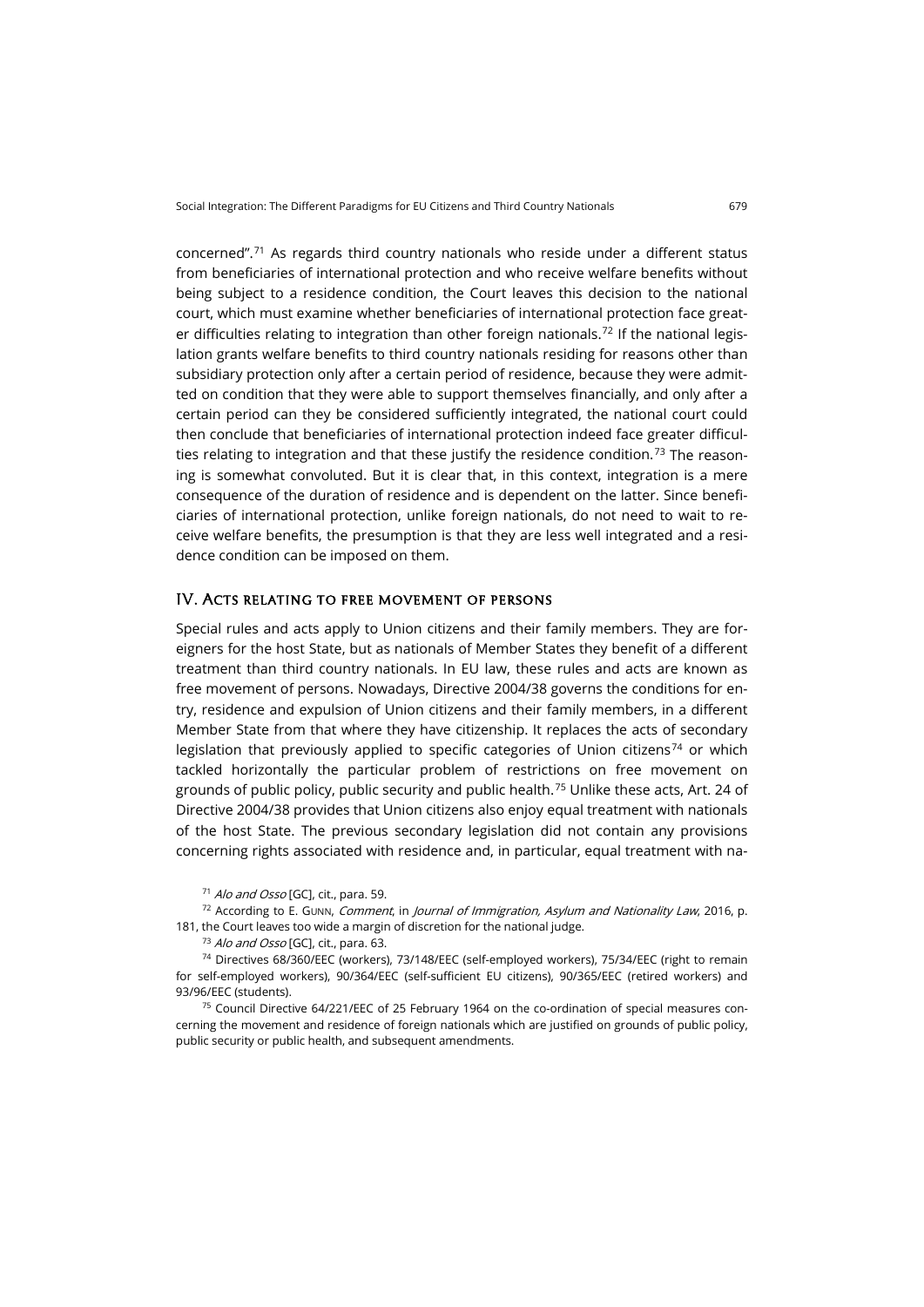concerned".[71] As regards third country nationals who reside under a different status from beneficiaries of international protection and who receive welfare benefits without being subject to a residence condition, the Court leaves this decision to the national court, which must examine whether beneficiaries of international protection face greater difficulties relating to integration than other foreign nationals.[72] If the national legislation grants welfare benefits to third country nationals residing for reasons other than subsidiary protection only after a certain period of residence, because they were admitted on condition that they were able to support themselves financially, and only after a certain period can they be considered sufficiently integrated, the national court could then conclude that beneficiaries of international protection indeed face greater difficulties relating to integration and that these justify the residence condition.[73] The reasoning is somewhat convoluted. But it is clear that, in this context, integration is a mere consequence of the duration of residence and is dependent on the latter. Since beneficiaries of international protection, unlike foreign nationals, do not need to wait to receive welfare benefits, the presumption is that they are less well integrated and a residence condition can be imposed on them.

## IV. Acts relating to free movement of persons

Special rules and acts apply to Union citizens and their family members. They are foreigners for the host State, but as nationals of Member States they benefit of a different treatment than third country nationals. In EU law, these rules and acts are known as free movement of persons. Nowadays, Directive 2004/38 governs the conditions for entry, residence and expulsion of Union citizens and their family members, in a different Member State from that where they have citizenship. It replaces the acts of secondary legislation that previously applied to specific categories of Union citizens[74] or which tackled horizontally the particular problem of restrictions on free movement on grounds of public policy, public security and public health.[75] Unlike these acts, Art. 24 of Directive 2004/38 provides that Union citizens also enjoy equal treatment with nationals of the host State. The previous secondary legislation did not contain any provisions concerning rights associated with residence and, in particular, equal treatment with na-

[71] *Alo and Osso* [GC], cit., para. 59.

[72] According to E. Gunn, *Comment*, in *Journal of Immigration, Asylum and Nationality Law*, 2016, p. 181, the Court leaves too wide a margin of discretion for the national judge.

[73] *Alo and Osso* [GC], cit., para. 63.

[74] Directives 68/360/EEC (workers), 73/148/EEC (self-employed workers), 75/34/EEC (right to remain for self-employed workers), 90/364/EEC (self-sufficient EU citizens), 90/365/EEC (retired workers) and 93/96/EEC (students).

[75] Council Directive 64/221/EEC of 25 February 1964 on the co-ordination of special measures concerning the movement and residence of foreign nationals which are justified on grounds of public policy, public security or public health, and subsequent amendments.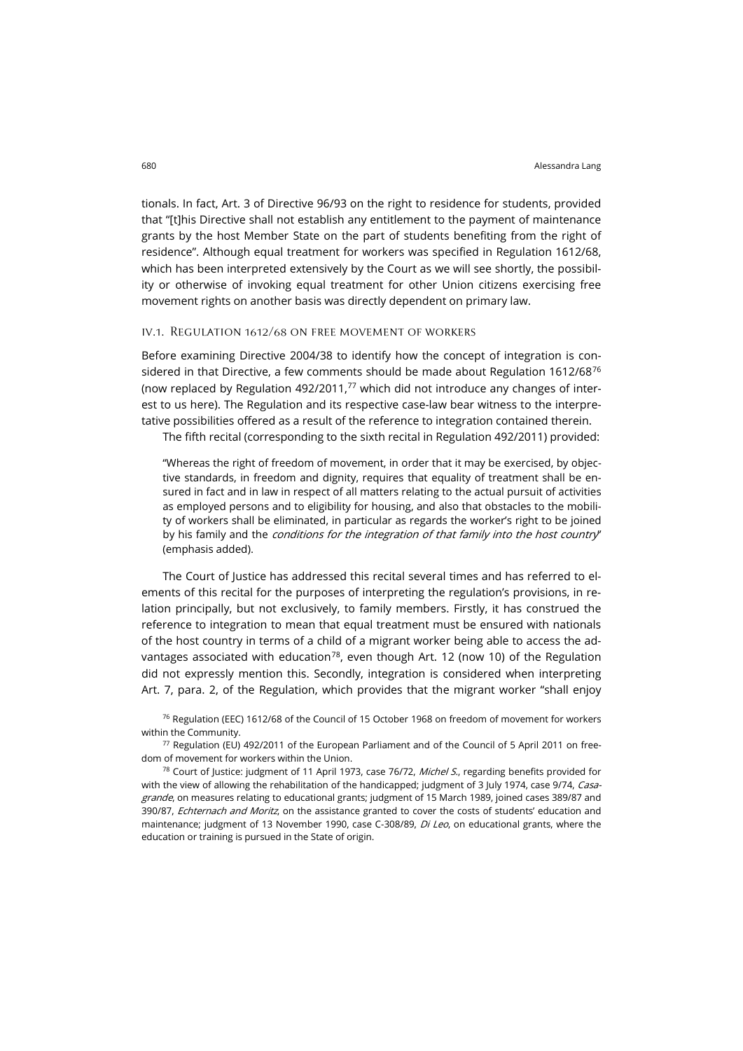tionals. In fact, Art. 3 of Directive 96/93 on the right to residence for students, provided that "[t]his Directive shall not establish any entitlement to the payment of maintenance grants by the host Member State on the part of students benefiting from the right of residence". Although equal treatment for workers was specified in Regulation 1612/68, which has been interpreted extensively by the Court as we will see shortly, the possibility or otherwise of invoking equal treatment for other Union citizens exercising free movement rights on another basis was directly dependent on primary law.

### IV.1. Regulation 1612/68 on free movement of workers

Before examining Directive 2004/38 to identify how the concept of integration is considered in that Directive, a few comments should be made about Regulation 1612/68[76] (now replaced by Regulation 492/2011,[77] which did not introduce any changes of interest to us here). The Regulation and its respective case-law bear witness to the interpretative possibilities offered as a result of the reference to integration contained therein.

The fifth recital (corresponding to the sixth recital in Regulation 492/2011) provided:

> "Whereas the right of freedom of movement, in order that it may be exercised, by objective standards, in freedom and dignity, requires that equality of treatment shall be ensured in fact and in law in respect of all matters relating to the actual pursuit of activities as employed persons and to eligibility for housing, and also that obstacles to the mobility of workers shall be eliminated, in particular as regards the worker's right to be joined by his family and the *conditions for the integration of that family into the host country*" (emphasis added).

The Court of Justice has addressed this recital several times and has referred to elements of this recital for the purposes of interpreting the regulation's provisions, in relation principally, but not exclusively, to family members. Firstly, it has construed the reference to integration to mean that equal treatment must be ensured with nationals of the host country in terms of a child of a migrant worker being able to access the advantages associated with education[78], even though Art. 12 (now 10) of the Regulation did not expressly mention this. Secondly, integration is considered when interpreting Art. 7, para. 2, of the Regulation, which provides that the migrant worker "shall enjoy

---

[76] Regulation (EEC) 1612/68 of the Council of 15 October 1968 on freedom of movement for workers within the Community.

[77] Regulation (EU) 492/2011 of the European Parliament and of the Council of 5 April 2011 on freedom of movement for workers within the Union.

[78] Court of Justice: judgment of 11 April 1973, case 76/72, *Michel S.*, regarding benefits provided for with the view of allowing the rehabilitation of the handicapped; judgment of 3 July 1974, case 9/74, *Casagrande*, on measures relating to educational grants; judgment of 15 March 1989, joined cases 389/87 and 390/87, *Echternach and Moritz*, on the assistance granted to cover the costs of students' education and maintenance; judgment of 13 November 1990, case C-308/89, *Di Leo*, on educational grants, where the education or training is pursued in the State of origin.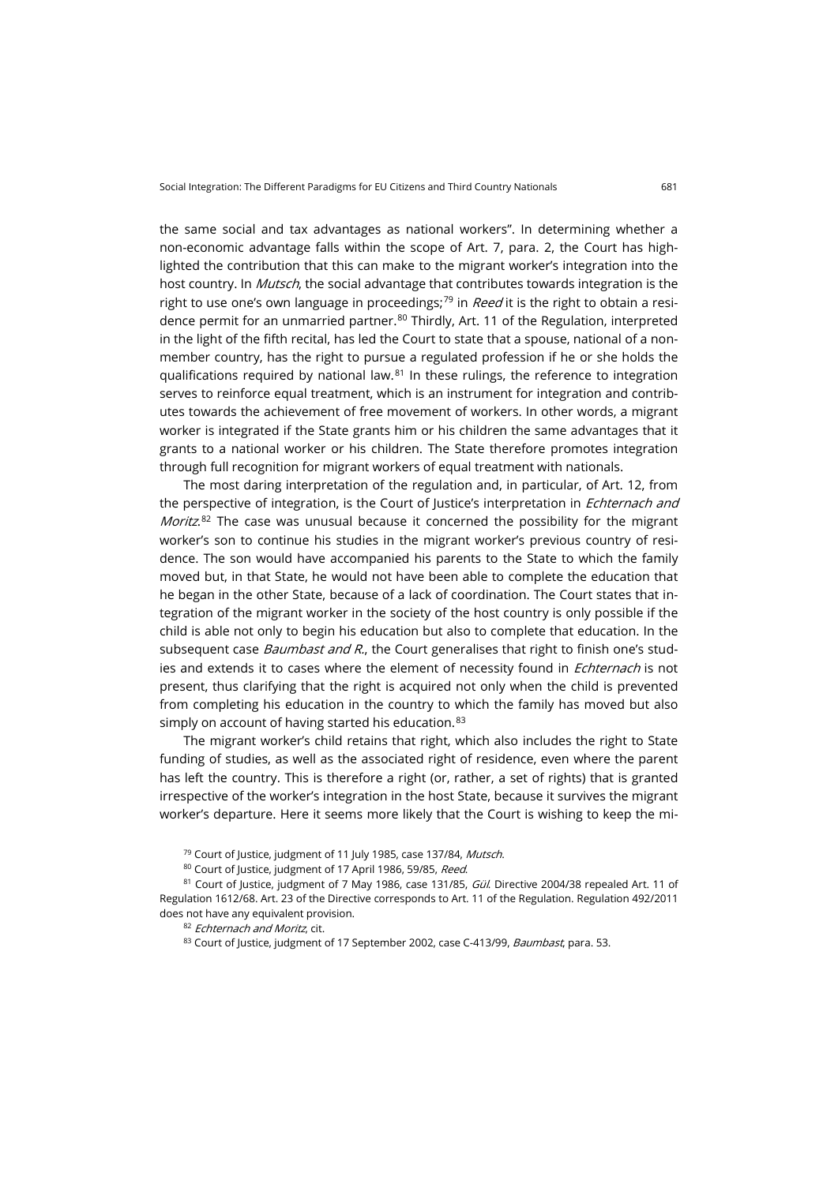the same social and tax advantages as national workers". In determining whether a non-economic advantage falls within the scope of Art. 7, para. 2, the Court has highlighted the contribution that this can make to the migrant worker's integration into the host country. In *Mutsch*, the social advantage that contributes towards integration is the right to use one's own language in proceedings;[79] in *Reed* it is the right to obtain a residence permit for an unmarried partner.[80] Thirdly, Art. 11 of the Regulation, interpreted in the light of the fifth recital, has led the Court to state that a spouse, national of a non-member country, has the right to pursue a regulated profession if he or she holds the qualifications required by national law.[81] In these rulings, the reference to integration serves to reinforce equal treatment, which is an instrument for integration and contributes towards the achievement of free movement of workers. In other words, a migrant worker is integrated if the State grants him or his children the same advantages that it grants to a national worker or his children. The State therefore promotes integration through full recognition for migrant workers of equal treatment with nationals.

The most daring interpretation of the regulation and, in particular, of Art. 12, from the perspective of integration, is the Court of Justice's interpretation in *Echternach and Moritz*.[82] The case was unusual because it concerned the possibility for the migrant worker's son to continue his studies in the migrant worker's previous country of residence. The son would have accompanied his parents to the State to which the family moved but, in that State, he would not have been able to complete the education that he began in the other State, because of a lack of coordination. The Court states that integration of the migrant worker in the society of the host country is only possible if the child is able not only to begin his education but also to complete that education. In the subsequent case *Baumbast and R.*, the Court generalises that right to finish one's studies and extends it to cases where the element of necessity found in *Echternach* is not present, thus clarifying that the right is acquired not only when the child is prevented from completing his education in the country to which the family has moved but also simply on account of having started his education.[83]

The migrant worker's child retains that right, which also includes the right to State funding of studies, as well as the associated right of residence, even where the parent has left the country. This is therefore a right (or, rather, a set of rights) that is granted irrespective of the worker's integration in the host State, because it survives the migrant worker's departure. Here it seems more likely that the Court is wishing to keep the mi-

[79] Court of Justice, judgment of 11 July 1985, case 137/84, *Mutsch*.

[80] Court of Justice, judgment of 17 April 1986, 59/85, *Reed*.

[81] Court of Justice, judgment of 7 May 1986, case 131/85, *Gül*. Directive 2004/38 repealed Art. 11 of Regulation 1612/68. Art. 23 of the Directive corresponds to Art. 11 of the Regulation. Regulation 492/2011 does not have any equivalent provision.

[82] *Echternach and Moritz*, cit.

[83] Court of Justice, judgment of 17 September 2002, case C-413/99, *Baumbast*, para. 53.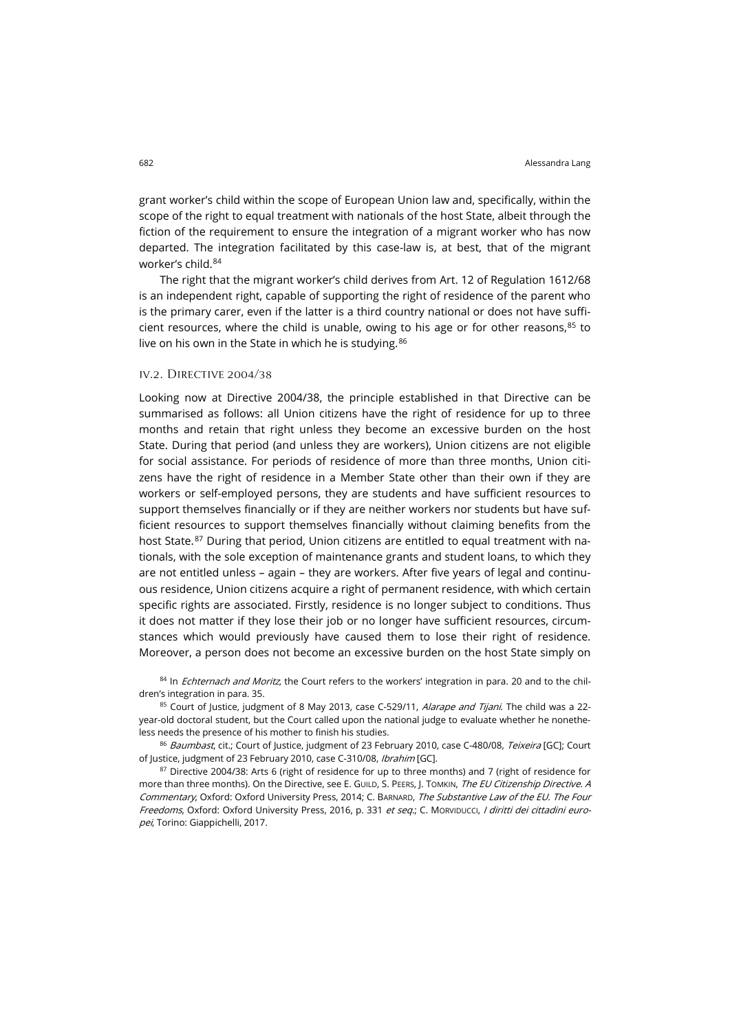grant worker's child within the scope of European Union law and, specifically, within the scope of the right to equal treatment with nationals of the host State, albeit through the fiction of the requirement to ensure the integration of a migrant worker who has now departed. The integration facilitated by this case-law is, at best, that of the migrant worker's child.[84]

The right that the migrant worker's child derives from Art. 12 of Regulation 1612/68 is an independent right, capable of supporting the right of residence of the parent who is the primary carer, even if the latter is a third country national or does not have sufficient resources, where the child is unable, owing to his age or for other reasons,[85] to live on his own in the State in which he is studying.[86]

### IV.2. Directive 2004/38

Looking now at Directive 2004/38, the principle established in that Directive can be summarised as follows: all Union citizens have the right of residence for up to three months and retain that right unless they become an excessive burden on the host State. During that period (and unless they are workers), Union citizens are not eligible for social assistance. For periods of residence of more than three months, Union citizens have the right of residence in a Member State other than their own if they are workers or self-employed persons, they are students and have sufficient resources to support themselves financially or if they are neither workers nor students but have sufficient resources to support themselves financially without claiming benefits from the host State.[87] During that period, Union citizens are entitled to equal treatment with nationals, with the sole exception of maintenance grants and student loans, to which they are not entitled unless – again – they are workers. After five years of legal and continuous residence, Union citizens acquire a right of permanent residence, with which certain specific rights are associated. Firstly, residence is no longer subject to conditions. Thus it does not matter if they lose their job or no longer have sufficient resources, circumstances which would previously have caused them to lose their right of residence. Moreover, a person does not become an excessive burden on the host State simply on

[84] In *Echternach and Moritz*, the Court refers to the workers' integration in para. 20 and to the children's integration in para. 35.

[85] Court of Justice, judgment of 8 May 2013, case C-529/11, *Alarape and Tijani*. The child was a 22-year-old doctoral student, but the Court called upon the national judge to evaluate whether he nonetheless needs the presence of his mother to finish his studies.

[86] *Baumbast*, cit.; Court of Justice, judgment of 23 February 2010, case C-480/08, *Teixeira* [GC]; Court of Justice, judgment of 23 February 2010, case C-310/08, *Ibrahim* [GC].

[87] Directive 2004/38: Arts 6 (right of residence for up to three months) and 7 (right of residence for more than three months). On the Directive, see E. Guild, S. Peers, J. Tomkin, *The EU Citizenship Directive. A Commentary*, Oxford: Oxford University Press, 2014; C. Barnard, *The Substantive Law of the EU. The Four Freedoms*, Oxford: Oxford University Press, 2016, p. 331 *et seq.*; C. Morviducci, *I diritti dei cittadini europei*, Torino: Giappichelli, 2017.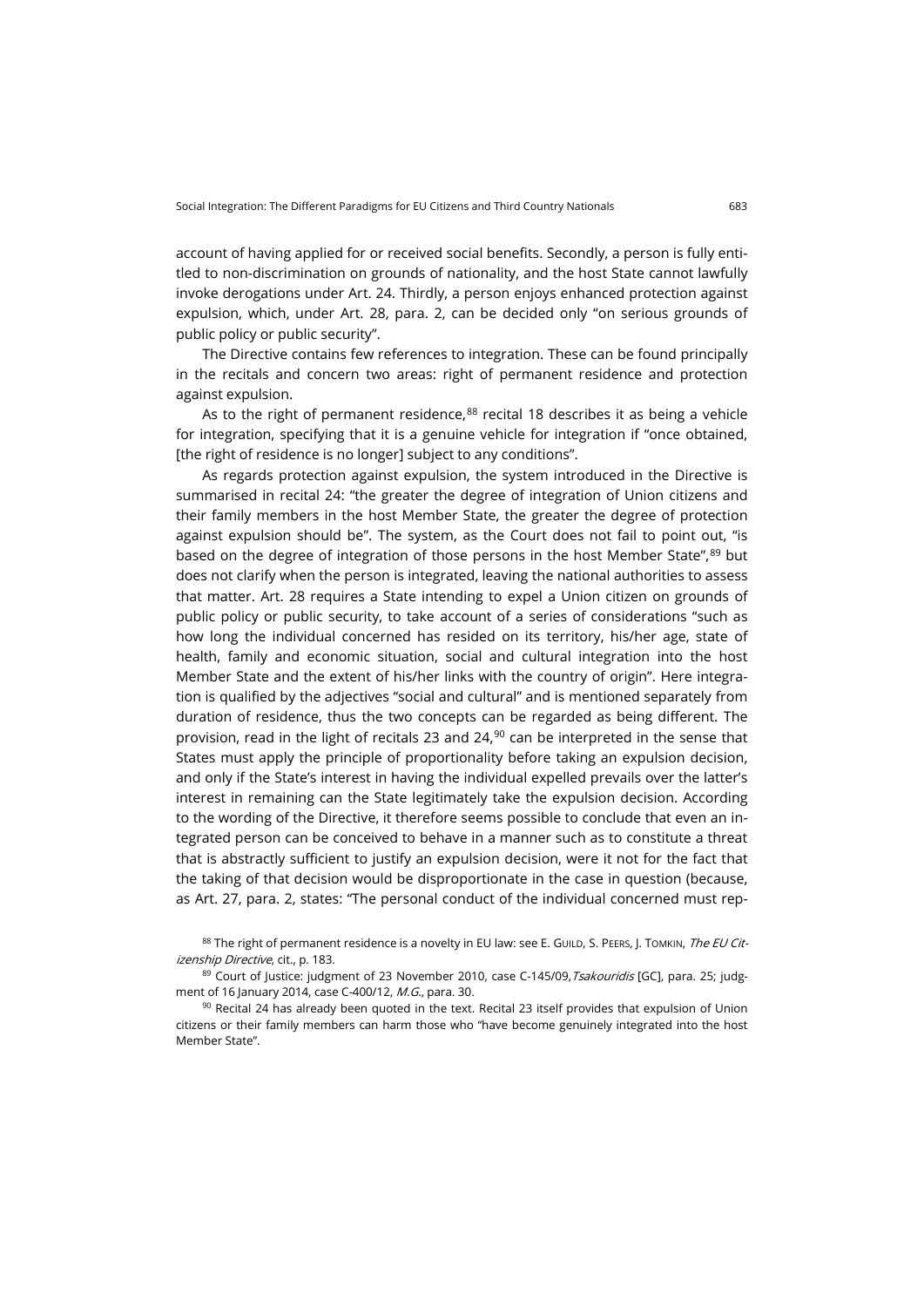account of having applied for or received social benefits. Secondly, a person is fully entitled to non-discrimination on grounds of nationality, and the host State cannot lawfully invoke derogations under Art. 24. Thirdly, a person enjoys enhanced protection against expulsion, which, under Art. 28, para. 2, can be decided only "on serious grounds of public policy or public security".

The Directive contains few references to integration. These can be found principally in the recitals and concern two areas: right of permanent residence and protection against expulsion.

As to the right of permanent residence,[88] recital 18 describes it as being a vehicle for integration, specifying that it is a genuine vehicle for integration if "once obtained, [the right of residence is no longer] subject to any conditions".

As regards protection against expulsion, the system introduced in the Directive is summarised in recital 24: "the greater the degree of integration of Union citizens and their family members in the host Member State, the greater the degree of protection against expulsion should be". The system, as the Court does not fail to point out, "is based on the degree of integration of those persons in the host Member State",[89] but does not clarify when the person is integrated, leaving the national authorities to assess that matter. Art. 28 requires a State intending to expel a Union citizen on grounds of public policy or public security, to take account of a series of considerations "such as how long the individual concerned has resided on its territory, his/her age, state of health, family and economic situation, social and cultural integration into the host Member State and the extent of his/her links with the country of origin". Here integration is qualified by the adjectives "social and cultural" and is mentioned separately from duration of residence, thus the two concepts can be regarded as being different. The provision, read in the light of recitals 23 and 24,[90] can be interpreted in the sense that States must apply the principle of proportionality before taking an expulsion decision, and only if the State's interest in having the individual expelled prevails over the latter's interest in remaining can the State legitimately take the expulsion decision. According to the wording of the Directive, it therefore seems possible to conclude that even an integrated person can be conceived to behave in a manner such as to constitute a threat that is abstractly sufficient to justify an expulsion decision, were it not for the fact that the taking of that decision would be disproportionate in the case in question (because, as Art. 27, para. 2, states: "The personal conduct of the individual concerned must rep-

[88] The right of permanent residence is a novelty in EU law: see E. Guild, S. Peers, J. Tomkin, *The EU Citizenship Directive*, cit., p. 183.

[89] Court of Justice: judgment of 23 November 2010, case C-145/09, *Tsakouridis* [GC], para. 25; judgment of 16 January 2014, case C-400/12, *M.G.*, para. 30.

[90] Recital 24 has already been quoted in the text. Recital 23 itself provides that expulsion of Union citizens or their family members can harm those who "have become genuinely integrated into the host Member State".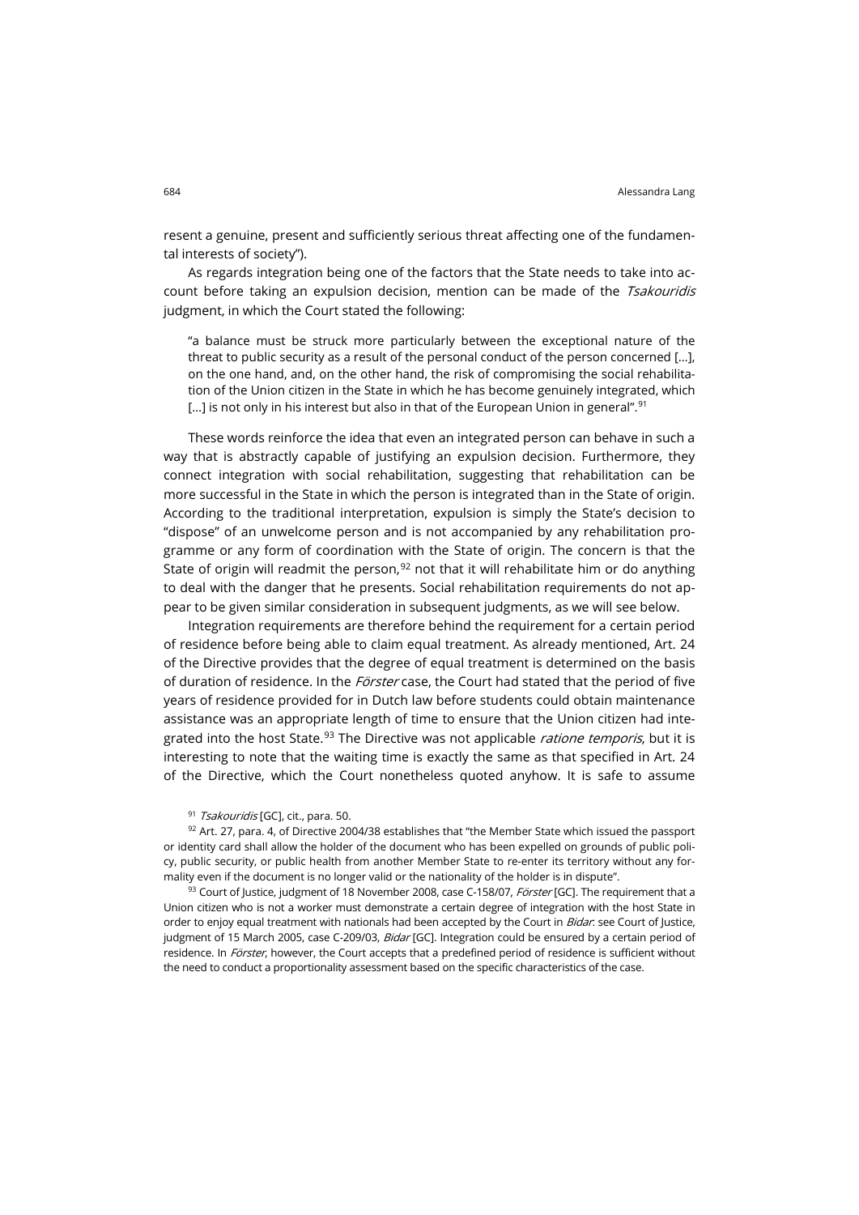resent a genuine, present and sufficiently serious threat affecting one of the fundamental interests of society").

As regards integration being one of the factors that the State needs to take into account before taking an expulsion decision, mention can be made of the *Tsakouridis* judgment, in which the Court stated the following:

> "a balance must be struck more particularly between the exceptional nature of the threat to public security as a result of the personal conduct of the person concerned […], on the one hand, and, on the other hand, the risk of compromising the social rehabilitation of the Union citizen in the State in which he has become genuinely integrated, which […] is not only in his interest but also in that of the European Union in general".[91]

These words reinforce the idea that even an integrated person can behave in such a way that is abstractly capable of justifying an expulsion decision. Furthermore, they connect integration with social rehabilitation, suggesting that rehabilitation can be more successful in the State in which the person is integrated than in the State of origin. According to the traditional interpretation, expulsion is simply the State's decision to "dispose" of an unwelcome person and is not accompanied by any rehabilitation programme or any form of coordination with the State of origin. The concern is that the State of origin will readmit the person,[92] not that it will rehabilitate him or do anything to deal with the danger that he presents. Social rehabilitation requirements do not appear to be given similar consideration in subsequent judgments, as we will see below.

Integration requirements are therefore behind the requirement for a certain period of residence before being able to claim equal treatment. As already mentioned, Art. 24 of the Directive provides that the degree of equal treatment is determined on the basis of duration of residence. In the *Förster* case, the Court had stated that the period of five years of residence provided for in Dutch law before students could obtain maintenance assistance was an appropriate length of time to ensure that the Union citizen had integrated into the host State.[93] The Directive was not applicable *ratione temporis*, but it is interesting to note that the waiting time is exactly the same as that specified in Art. 24 of the Directive, which the Court nonetheless quoted anyhow. It is safe to assume

[91] *Tsakouridis* [GC], cit., para. 50.

[92] Art. 27, para. 4, of Directive 2004/38 establishes that "the Member State which issued the passport or identity card shall allow the holder of the document who has been expelled on grounds of public policy, public security, or public health from another Member State to re-enter its territory without any formality even if the document is no longer valid or the nationality of the holder is in dispute".

[93] Court of Justice, judgment of 18 November 2008, case C-158/07, *Förster* [GC]. The requirement that a Union citizen who is not a worker must demonstrate a certain degree of integration with the host State in order to enjoy equal treatment with nationals had been accepted by the Court in *Bidar*: see Court of Justice, judgment of 15 March 2005, case C-209/03, *Bidar* [GC]. Integration could be ensured by a certain period of residence. In *Förster*, however, the Court accepts that a predefined period of residence is sufficient without the need to conduct a proportionality assessment based on the specific characteristics of the case.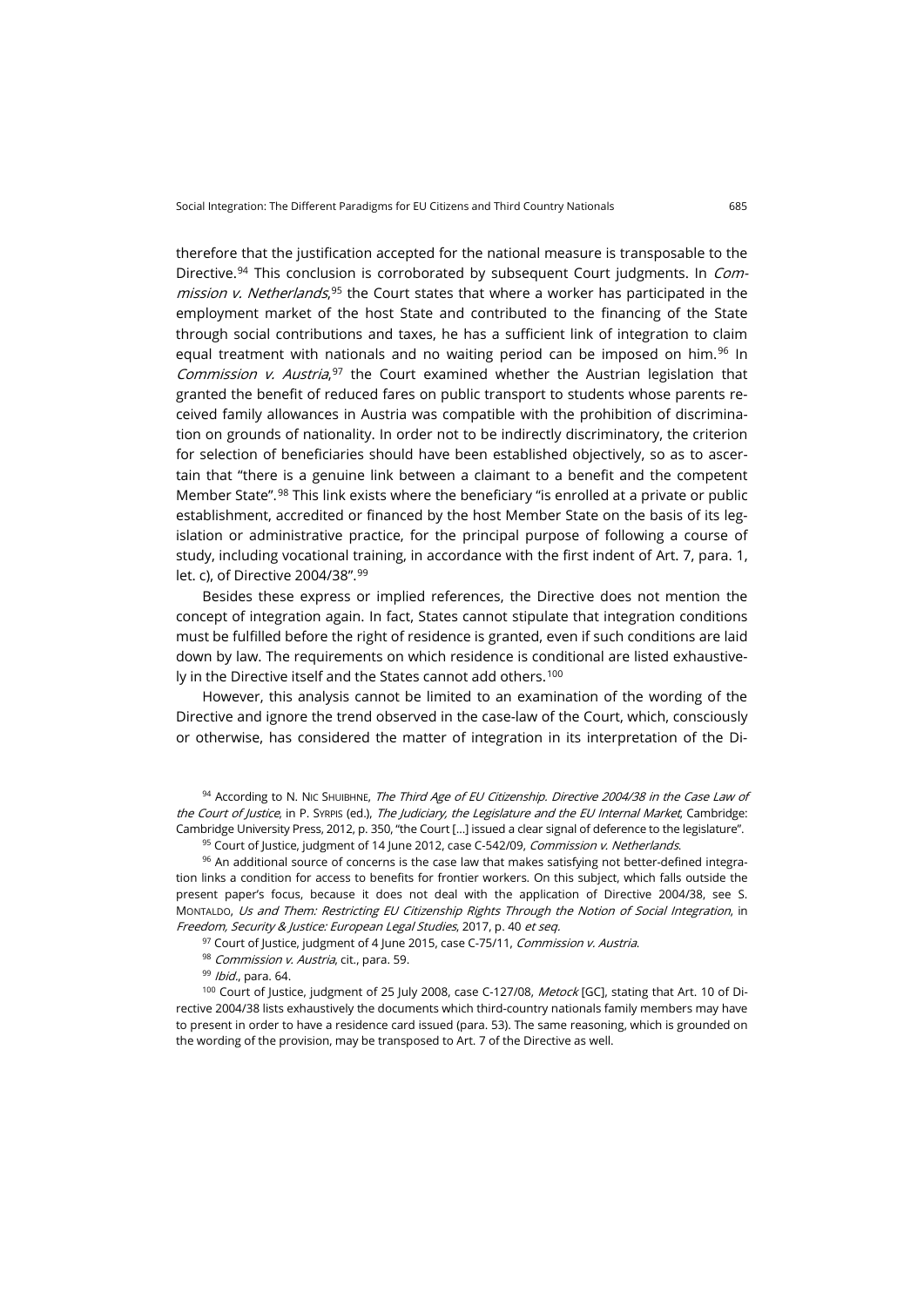therefore that the justification accepted for the national measure is transposable to the Directive.[94] This conclusion is corroborated by subsequent Court judgments. In *Commission v. Netherlands*,[95] the Court states that where a worker has participated in the employment market of the host State and contributed to the financing of the State through social contributions and taxes, he has a sufficient link of integration to claim equal treatment with nationals and no waiting period can be imposed on him.[96] In *Commission v. Austria*,[97] the Court examined whether the Austrian legislation that granted the benefit of reduced fares on public transport to students whose parents received family allowances in Austria was compatible with the prohibition of discrimination on grounds of nationality. In order not to be indirectly discriminatory, the criterion for selection of beneficiaries should have been established objectively, so as to ascertain that "there is a genuine link between a claimant to a benefit and the competent Member State".[98] This link exists where the beneficiary "is enrolled at a private or public establishment, accredited or financed by the host Member State on the basis of its legislation or administrative practice, for the principal purpose of following a course of study, including vocational training, in accordance with the first indent of Art. 7, para. 1, let. c), of Directive 2004/38".[99]

Besides these express or implied references, the Directive does not mention the concept of integration again. In fact, States cannot stipulate that integration conditions must be fulfilled before the right of residence is granted, even if such conditions are laid down by law. The requirements on which residence is conditional are listed exhaustively in the Directive itself and the States cannot add others.[100]

However, this analysis cannot be limited to an examination of the wording of the Directive and ignore the trend observed in the case-law of the Court, which, consciously or otherwise, has considered the matter of integration in its interpretation of the Di-

[94] According to N. Nic Shuibhne, *The Third Age of EU Citizenship. Directive 2004/38 in the Case Law of the Court of Justice*, in P. Syrpis (ed.), *The Judiciary, the Legislature and the EU Internal Market*, Cambridge: Cambridge University Press, 2012, p. 350, "the Court […] issued a clear signal of deference to the legislature".

[95] Court of Justice, judgment of 14 June 2012, case C-542/09, *Commission v. Netherlands*.

[96] An additional source of concerns is the case law that makes satisfying not better-defined integration links a condition for access to benefits for frontier workers. On this subject, which falls outside the present paper's focus, because it does not deal with the application of Directive 2004/38, see S. Montaldo, *Us and Them: Restricting EU Citizenship Rights Through the Notion of Social Integration*, in *Freedom, Security & Justice: European Legal Studies*, 2017, p. 40 *et seq.*

[97] Court of Justice, judgment of 4 June 2015, case C-75/11, *Commission v. Austria*.

[98] *Commission v. Austria*, cit., para. 59.

[99] *Ibid.*, para. 64.

[100] Court of Justice, judgment of 25 July 2008, case C-127/08, *Metock* [GC], stating that Art. 10 of Directive 2004/38 lists exhaustively the documents which third-country nationals family members may have to present in order to have a residence card issued (para. 53). The same reasoning, which is grounded on the wording of the provision, may be transposed to Art. 7 of the Directive as well.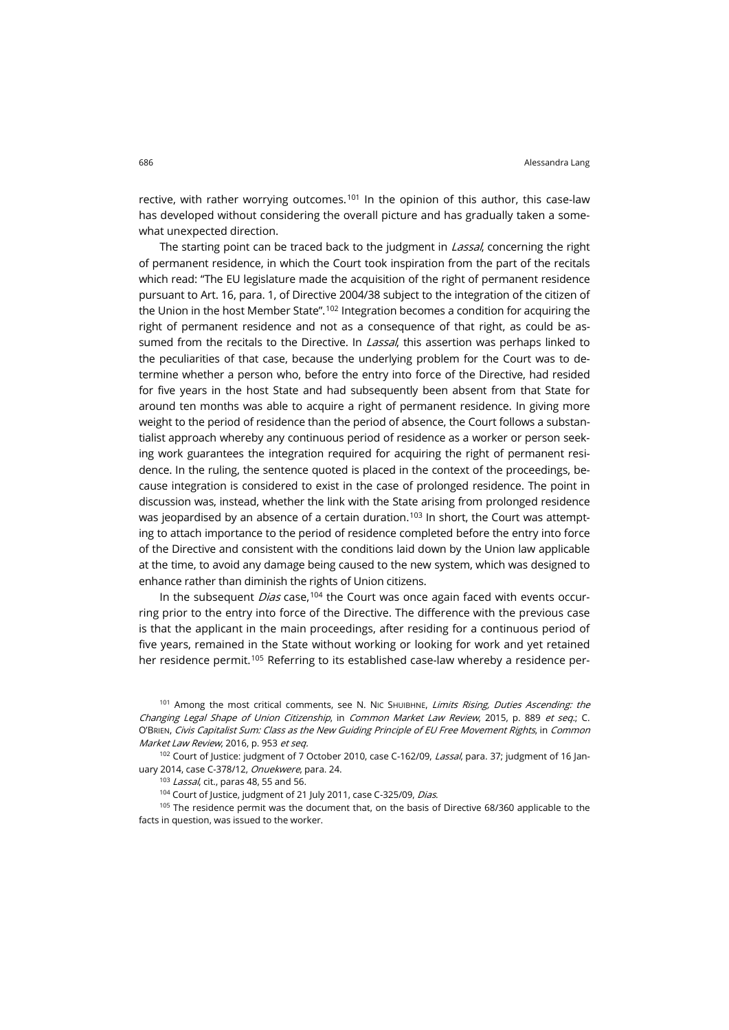rective, with rather worrying outcomes.[101] In the opinion of this author, this case-law has developed without considering the overall picture and has gradually taken a somewhat unexpected direction.

The starting point can be traced back to the judgment in *Lassal*, concerning the right of permanent residence, in which the Court took inspiration from the part of the recitals which read: "The EU legislature made the acquisition of the right of permanent residence pursuant to Art. 16, para. 1, of Directive 2004/38 subject to the integration of the citizen of the Union in the host Member State".[102] Integration becomes a condition for acquiring the right of permanent residence and not as a consequence of that right, as could be assumed from the recitals to the Directive. In *Lassal*, this assertion was perhaps linked to the peculiarities of that case, because the underlying problem for the Court was to determine whether a person who, before the entry into force of the Directive, had resided for five years in the host State and had subsequently been absent from that State for around ten months was able to acquire a right of permanent residence. In giving more weight to the period of residence than the period of absence, the Court follows a substantialist approach whereby any continuous period of residence as a worker or person seeking work guarantees the integration required for acquiring the right of permanent residence. In the ruling, the sentence quoted is placed in the context of the proceedings, because integration is considered to exist in the case of prolonged residence. The point in discussion was, instead, whether the link with the State arising from prolonged residence was jeopardised by an absence of a certain duration.[103] In short, the Court was attempting to attach importance to the period of residence completed before the entry into force of the Directive and consistent with the conditions laid down by the Union law applicable at the time, to avoid any damage being caused to the new system, which was designed to enhance rather than diminish the rights of Union citizens.

In the subsequent *Dias* case,[104] the Court was once again faced with events occurring prior to the entry into force of the Directive. The difference with the previous case is that the applicant in the main proceedings, after residing for a continuous period of five years, remained in the State without working or looking for work and yet retained her residence permit.[105] Referring to its established case-law whereby a residence per-

[101] Among the most critical comments, see N. Nic Shuibhne, *Limits Rising, Duties Ascending: the Changing Legal Shape of Union Citizenship*, in *Common Market Law Review*, 2015, p. 889 *et seq.*; C. O'Brien, *Civis Capitalist Sum: Class as the New Guiding Principle of EU Free Movement Rights*, in *Common Market Law Review*, 2016, p. 953 *et seq.*

[102] Court of Justice: judgment of 7 October 2010, case C-162/09, *Lassal*, para. 37; judgment of 16 January 2014, case C-378/12, *Onuekwere*, para. 24.

[103] *Lassal*, cit., paras 48, 55 and 56.

[104] Court of Justice, judgment of 21 July 2011, case C-325/09, *Dias*.

[105] The residence permit was the document that, on the basis of Directive 68/360 applicable to the facts in question, was issued to the worker.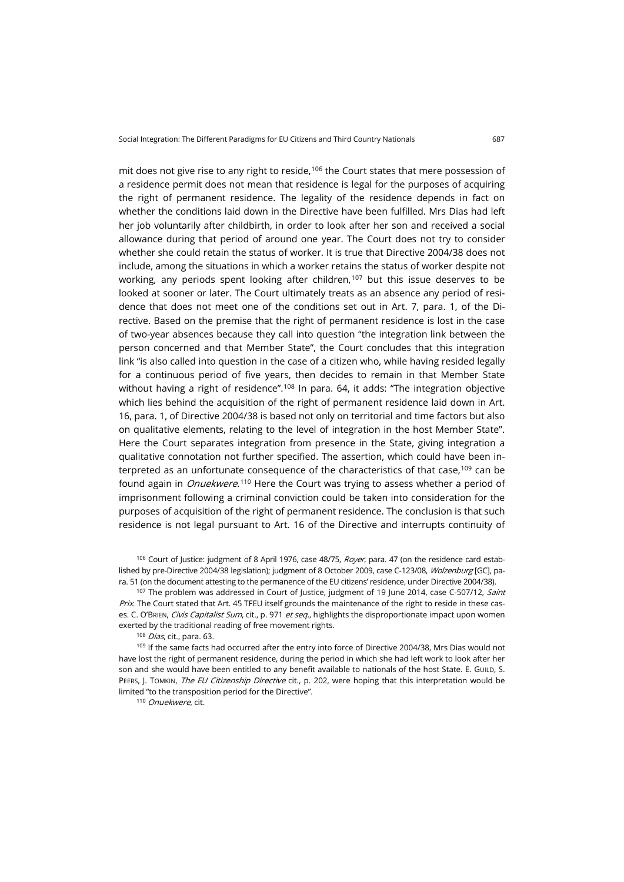mit does not give rise to any right to reside,[106] the Court states that mere possession of a residence permit does not mean that residence is legal for the purposes of acquiring the right of permanent residence. The legality of the residence depends in fact on whether the conditions laid down in the Directive have been fulfilled. Mrs Dias had left her job voluntarily after childbirth, in order to look after her son and received a social allowance during that period of around one year. The Court does not try to consider whether she could retain the status of worker. It is true that Directive 2004/38 does not include, among the situations in which a worker retains the status of worker despite not working, any periods spent looking after children,[107] but this issue deserves to be looked at sooner or later. The Court ultimately treats as an absence any period of residence that does not meet one of the conditions set out in Art. 7, para. 1, of the Directive. Based on the premise that the right of permanent residence is lost in the case of two-year absences because they call into question "the integration link between the person concerned and that Member State", the Court concludes that this integration link "is also called into question in the case of a citizen who, while having resided legally for a continuous period of five years, then decides to remain in that Member State without having a right of residence".[108] In para. 64, it adds: "The integration objective which lies behind the acquisition of the right of permanent residence laid down in Art. 16, para. 1, of Directive 2004/38 is based not only on territorial and time factors but also on qualitative elements, relating to the level of integration in the host Member State". Here the Court separates integration from presence in the State, giving integration a qualitative connotation not further specified. The assertion, which could have been interpreted as an unfortunate consequence of the characteristics of that case,[109] can be found again in *Onuekwere*.[110] Here the Court was trying to assess whether a period of imprisonment following a criminal conviction could be taken into consideration for the purposes of acquisition of the right of permanent residence. The conclusion is that such residence is not legal pursuant to Art. 16 of the Directive and interrupts continuity of

[106] Court of Justice: judgment of 8 April 1976, case 48/75, *Royer*, para. 47 (on the residence card established by pre-Directive 2004/38 legislation); judgment of 8 October 2009, case C-123/08, *Wolzenburg* [GC], para. 51 (on the document attesting to the permanence of the EU citizens' residence, under Directive 2004/38).

[107] The problem was addressed in Court of Justice, judgment of 19 June 2014, case C-507/12, *Saint Prix*. The Court stated that Art. 45 TFEU itself grounds the maintenance of the right to reside in these cases. C. O'BRIEN, *Civis Capitalist Sum*, cit., p. 971 *et seq.*, highlights the disproportionate impact upon women exerted by the traditional reading of free movement rights.

[108] *Dias*, cit., para. 63.

[109] If the same facts had occurred after the entry into force of Directive 2004/38, Mrs Dias would not have lost the right of permanent residence, during the period in which she had left work to look after her son and she would have been entitled to any benefit available to nationals of the host State. E. GUILD, S. PEERS, J. TOMKIN, *The EU Citizenship Directive* cit., p. 202, were hoping that this interpretation would be limited "to the transposition period for the Directive".

[110] *Onuekwere*, cit.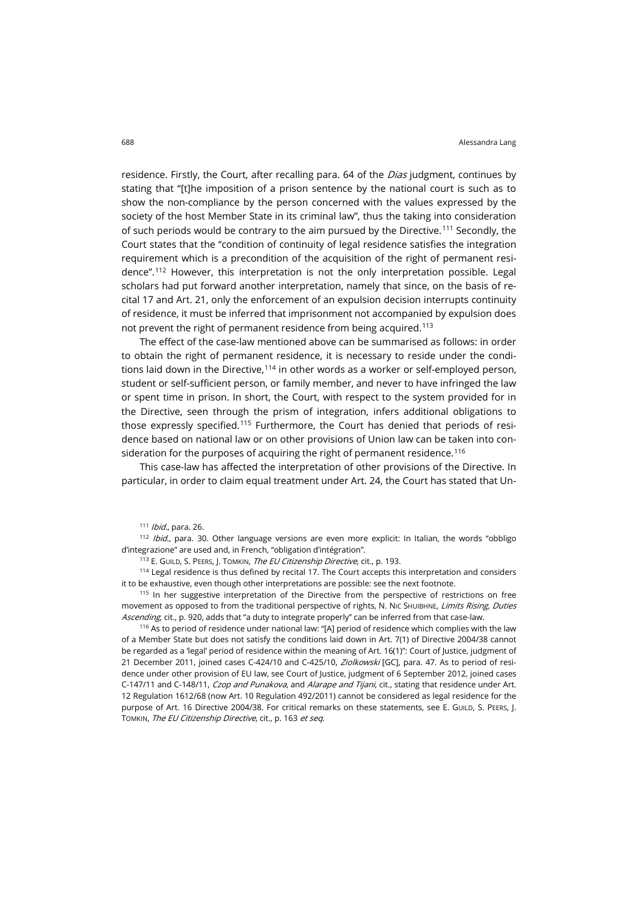residence. Firstly, the Court, after recalling para. 64 of the *Dias* judgment, continues by stating that "[t]he imposition of a prison sentence by the national court is such as to show the non-compliance by the person concerned with the values expressed by the society of the host Member State in its criminal law", thus the taking into consideration of such periods would be contrary to the aim pursued by the Directive.[111] Secondly, the Court states that the "condition of continuity of legal residence satisfies the integration requirement which is a precondition of the acquisition of the right of permanent residence".[112] However, this interpretation is not the only interpretation possible. Legal scholars had put forward another interpretation, namely that since, on the basis of recital 17 and Art. 21, only the enforcement of an expulsion decision interrupts continuity of residence, it must be inferred that imprisonment not accompanied by expulsion does not prevent the right of permanent residence from being acquired.[113]

The effect of the case-law mentioned above can be summarised as follows: in order to obtain the right of permanent residence, it is necessary to reside under the conditions laid down in the Directive,[114] in other words as a worker or self-employed person, student or self-sufficient person, or family member, and never to have infringed the law or spent time in prison. In short, the Court, with respect to the system provided for in the Directive, seen through the prism of integration, infers additional obligations to those expressly specified.[115] Furthermore, the Court has denied that periods of residence based on national law or on other provisions of Union law can be taken into consideration for the purposes of acquiring the right of permanent residence.[116]

This case-law has affected the interpretation of other provisions of the Directive. In particular, in order to claim equal treatment under Art. 24, the Court has stated that Un-

[111] *Ibid.*, para. 26.

[112] *Ibid.*, para. 30. Other language versions are even more explicit: In Italian, the words "obbligo d'integrazione" are used and, in French, "obligation d'intégration".

[113] E. Guild, S. Peers, J. Tomkin, *The EU Citizenship Directive*, cit., p. 193.

[114] Legal residence is thus defined by recital 17. The Court accepts this interpretation and considers it to be exhaustive, even though other interpretations are possible: see the next footnote.

[115] In her suggestive interpretation of the Directive from the perspective of restrictions on free movement as opposed to from the traditional perspective of rights, N. Nic Shuibhne, *Limits Rising, Duties Ascending*, cit., p. 920, adds that "a duty to integrate properly" can be inferred from that case-law.

[116] As to period of residence under national law: "[A] period of residence which complies with the law of a Member State but does not satisfy the conditions laid down in Art. 7(1) of Directive 2004/38 cannot be regarded as a 'legal' period of residence within the meaning of Art. 16(1)": Court of Justice, judgment of 21 December 2011, joined cases C-424/10 and C-425/10, *Ziolkowski* [GC], para. 47. As to period of residence under other provision of EU law, see Court of Justice, judgment of 6 September 2012, joined cases C-147/11 and C-148/11, *Czop and Punakova*, and *Alarape and Tijani*, cit., stating that residence under Art. 12 Regulation 1612/68 (now Art. 10 Regulation 492/2011) cannot be considered as legal residence for the purpose of Art. 16 Directive 2004/38. For critical remarks on these statements, see E. Guild, S. Peers, J. Tomkin, *The EU Citizenship Directive*, cit., p. 163 *et seq*.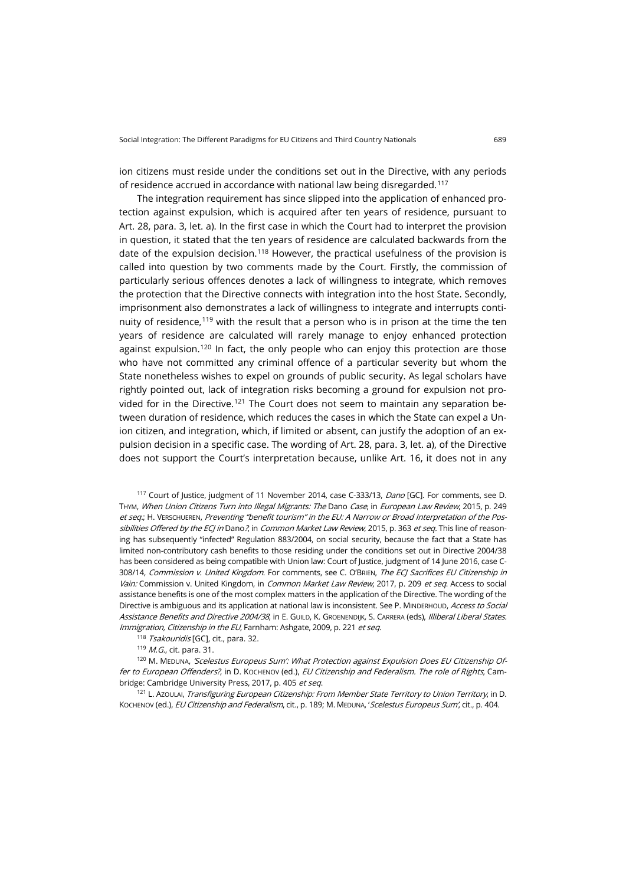ion citizens must reside under the conditions set out in the Directive, with any periods of residence accrued in accordance with national law being disregarded.[117]

The integration requirement has since slipped into the application of enhanced protection against expulsion, which is acquired after ten years of residence, pursuant to Art. 28, para. 3, let. a). In the first case in which the Court had to interpret the provision in question, it stated that the ten years of residence are calculated backwards from the date of the expulsion decision.[118] However, the practical usefulness of the provision is called into question by two comments made by the Court. Firstly, the commission of particularly serious offences denotes a lack of willingness to integrate, which removes the protection that the Directive connects with integration into the host State. Secondly, imprisonment also demonstrates a lack of willingness to integrate and interrupts continuity of residence,[119] with the result that a person who is in prison at the time the ten years of residence are calculated will rarely manage to enjoy enhanced protection against expulsion.[120] In fact, the only people who can enjoy this protection are those who have not committed any criminal offence of a particular severity but whom the State nonetheless wishes to expel on grounds of public security. As legal scholars have rightly pointed out, lack of integration risks becoming a ground for expulsion not provided for in the Directive.[121] The Court does not seem to maintain any separation between duration of residence, which reduces the cases in which the State can expel a Union citizen, and integration, which, if limited or absent, can justify the adoption of an expulsion decision in a specific case. The wording of Art. 28, para. 3, let. a), of the Directive does not support the Court's interpretation because, unlike Art. 16, it does not in any

[117] Court of Justice, judgment of 11 November 2014, case C-333/13, *Dano* [GC]. For comments, see D. Thym, *When Union Citizens Turn into Illegal Migrants: The* Dano *Case*, in *European Law Review*, 2015, p. 249 *et seq.*; H. Verschueren, *Preventing "benefit tourism" in the EU: A Narrow or Broad Interpretation of the Possibilities Offered by the ECJ in* Dano*?*, in *Common Market Law Review*, 2015, p. 363 *et seq*. This line of reasoning has subsequently "infected" Regulation 883/2004, on social security, because the fact that a State has limited non-contributory cash benefits to those residing under the conditions set out in Directive 2004/38 has been considered as being compatible with Union law: Court of Justice, judgment of 14 June 2016, case C-308/14, *Commission v. United Kingdom*. For comments, see C. O'Brien, *The ECJ Sacrifices EU Citizenship in Vain:* Commission v. United Kingdom, in *Common Market Law Review*, 2017, p. 209 *et seq*. Access to social assistance benefits is one of the most complex matters in the application of the Directive. The wording of the Directive is ambiguous and its application at national law is inconsistent. See P. Minderhoud, *Access to Social Assistance Benefits and Directive 2004/38*, in E. Guild, K. Groenendijk, S. Carrera (eds), *Illiberal Liberal States. Immigration, Citizenship in the EU*, Farnham: Ashgate, 2009, p. 221 *et seq*.

[118] *Tsakouridis* [GC], cit., para. 32.

[119] *M.G.*, cit. para. 31.

[120] M. Meduna, *'Scelestus Europeus Sum': What Protection against Expulsion Does EU Citizenship Offer to European Offenders?*, in D. Kochenov (ed.), *EU Citizenship and Federalism. The role of Rights*, Cambridge: Cambridge University Press, 2017, p. 405 *et seq*.

[121] L. Azoulai, *Transfiguring European Citizenship: From Member State Territory to Union Territory*, in D. Kochenov (ed.), *EU Citizenship and Federalism*, cit., p. 189; M. Meduna, '*Scelestus Europeus Sum*', cit., p. 404.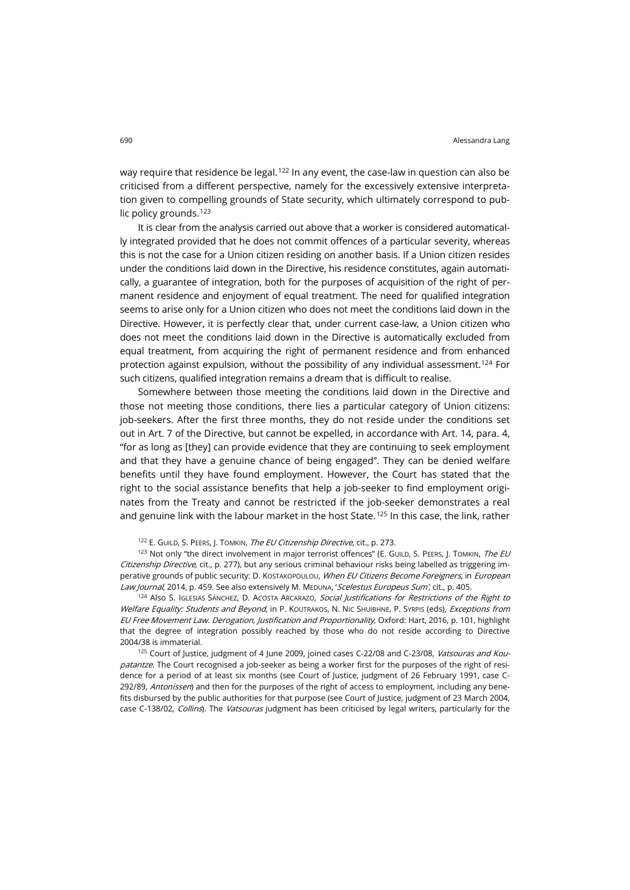way require that residence be legal.[122] In any event, the case-law in question can also be criticised from a different perspective, namely for the excessively extensive interpretation given to compelling grounds of State security, which ultimately correspond to public policy grounds.[123]

It is clear from the analysis carried out above that a worker is considered automatically integrated provided that he does not commit offences of a particular severity, whereas this is not the case for a Union citizen residing on another basis. If a Union citizen resides under the conditions laid down in the Directive, his residence constitutes, again automatically, a guarantee of integration, both for the purposes of acquisition of the right of permanent residence and enjoyment of equal treatment. The need for qualified integration seems to arise only for a Union citizen who does not meet the conditions laid down in the Directive. However, it is perfectly clear that, under current case-law, a Union citizen who does not meet the conditions laid down in the Directive is automatically excluded from equal treatment, from acquiring the right of permanent residence and from enhanced protection against expulsion, without the possibility of any individual assessment.[124] For such citizens, qualified integration remains a dream that is difficult to realise.

Somewhere between those meeting the conditions laid down in the Directive and those not meeting those conditions, there lies a particular category of Union citizens: job-seekers. After the first three months, they do not reside under the conditions set out in Art. 7 of the Directive, but cannot be expelled, in accordance with Art. 14, para. 4, "for as long as [they] can provide evidence that they are continuing to seek employment and that they have a genuine chance of being engaged". They can be denied welfare benefits until they have found employment. However, the Court has stated that the right to the social assistance benefits that help a job-seeker to find employment originates from the Treaty and cannot be restricted if the job-seeker demonstrates a real and genuine link with the labour market in the host State.[125] In this case, the link, rather

[122] E. Guild, S. Peers, J. Tomkin, *The EU Citizenship Directive*, cit., p. 273.

[123] Not only "the direct involvement in major terrorist offences" (E. Guild, S. Peers, J. Tomkin, *The EU Citizenship Directive*, cit., p. 277), but any serious criminal behaviour risks being labelled as triggering imperative grounds of public security: D. Kostakopoulou, *When EU Citizens Become Foreigners*, in *European Law Journal*, 2014, p. 459. See also extensively M. Meduna, '*Scelestus Europeus Sum*', cit., p. 405.

[124] Also S. Iglesias Sánchez, D. Acosta Arcarazo, *Social Justifications for Restrictions of the Right to Welfare Equality: Students and Beyond*, in P. Koutrakos, N. Nic Shuibhne, P. Syrpis (eds), *Exceptions from EU Free Movement Law. Derogation, Justification and Proportionality*, Oxford: Hart, 2016, p. 101, highlight that the degree of integration possibly reached by those who do not reside according to Directive 2004/38 is immaterial.

[125] Court of Justice, judgment of 4 June 2009, joined cases C-22/08 and C-23/08, *Vatsouras and Koupatantze*. The Court recognised a job-seeker as being a worker first for the purposes of the right of residence for a period of at least six months (see Court of Justice, judgment of 26 February 1991, case C-292/89, *Antonissen*) and then for the purposes of the right of access to employment, including any benefits disbursed by the public authorities for that purpose (see Court of Justice, judgment of 23 March 2004, case C-138/02, *Collins*). The *Vatsouras* judgment has been criticised by legal writers, particularly for the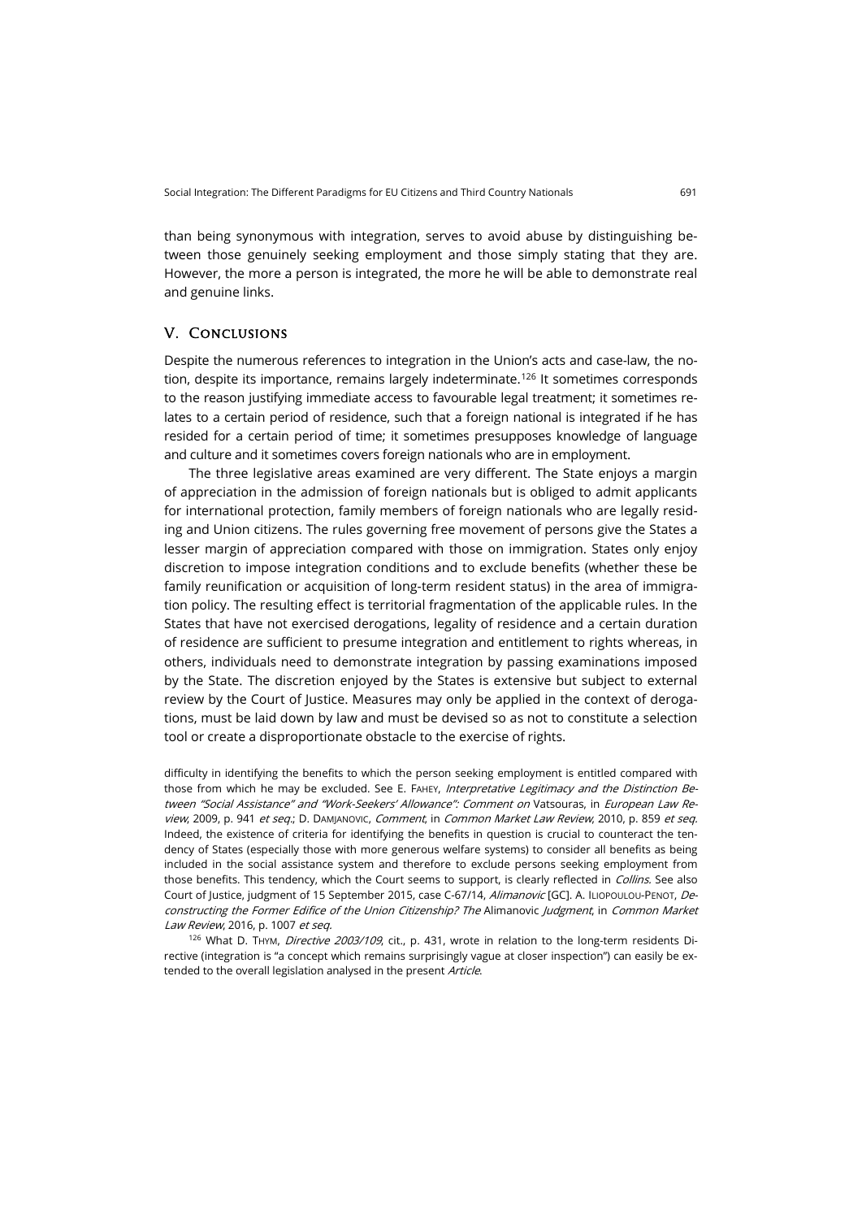than being synonymous with integration, serves to avoid abuse by distinguishing between those genuinely seeking employment and those simply stating that they are. However, the more a person is integrated, the more he will be able to demonstrate real and genuine links.

## V. Conclusions

Despite the numerous references to integration in the Union's acts and case-law, the notion, despite its importance, remains largely indeterminate.[126] It sometimes corresponds to the reason justifying immediate access to favourable legal treatment; it sometimes relates to a certain period of residence, such that a foreign national is integrated if he has resided for a certain period of time; it sometimes presupposes knowledge of language and culture and it sometimes covers foreign nationals who are in employment.

The three legislative areas examined are very different. The State enjoys a margin of appreciation in the admission of foreign nationals but is obliged to admit applicants for international protection, family members of foreign nationals who are legally residing and Union citizens. The rules governing free movement of persons give the States a lesser margin of appreciation compared with those on immigration. States only enjoy discretion to impose integration conditions and to exclude benefits (whether these be family reunification or acquisition of long-term resident status) in the area of immigration policy. The resulting effect is territorial fragmentation of the applicable rules. In the States that have not exercised derogations, legality of residence and a certain duration of residence are sufficient to presume integration and entitlement to rights whereas, in others, individuals need to demonstrate integration by passing examinations imposed by the State. The discretion enjoyed by the States is extensive but subject to external review by the Court of Justice. Measures may only be applied in the context of derogations, must be laid down by law and must be devised so as not to constitute a selection tool or create a disproportionate obstacle to the exercise of rights.

difficulty in identifying the benefits to which the person seeking employment is entitled compared with those from which he may be excluded. See E. Fahey, *Interpretative Legitimacy and the Distinction Between "Social Assistance" and "Work-Seekers' Allowance": Comment on* Vatsouras, in *European Law Review*, 2009, p. 941 *et seq.*; D. Damjanovic, *Comment*, in *Common Market Law Review*, 2010, p. 859 *et seq.* Indeed, the existence of criteria for identifying the benefits in question is crucial to counteract the tendency of States (especially those with more generous welfare systems) to consider all benefits as being included in the social assistance system and therefore to exclude persons seeking employment from those benefits. This tendency, which the Court seems to support, is clearly reflected in *Collins*. See also Court of Justice, judgment of 15 September 2015, case C-67/14, *Alimanovic* [GC]. A. Iliopoulou-Penot, *Deconstructing the Former Edifice of the Union Citizenship? The* Alimanovic *Judgment*, in *Common Market Law Review*, 2016, p. 1007 *et seq.*

[126] What D. Thym, *Directive 2003/109*, cit., p. 431, wrote in relation to the long-term residents Directive (integration is "a concept which remains surprisingly vague at closer inspection") can easily be extended to the overall legislation analysed in the present *Article*.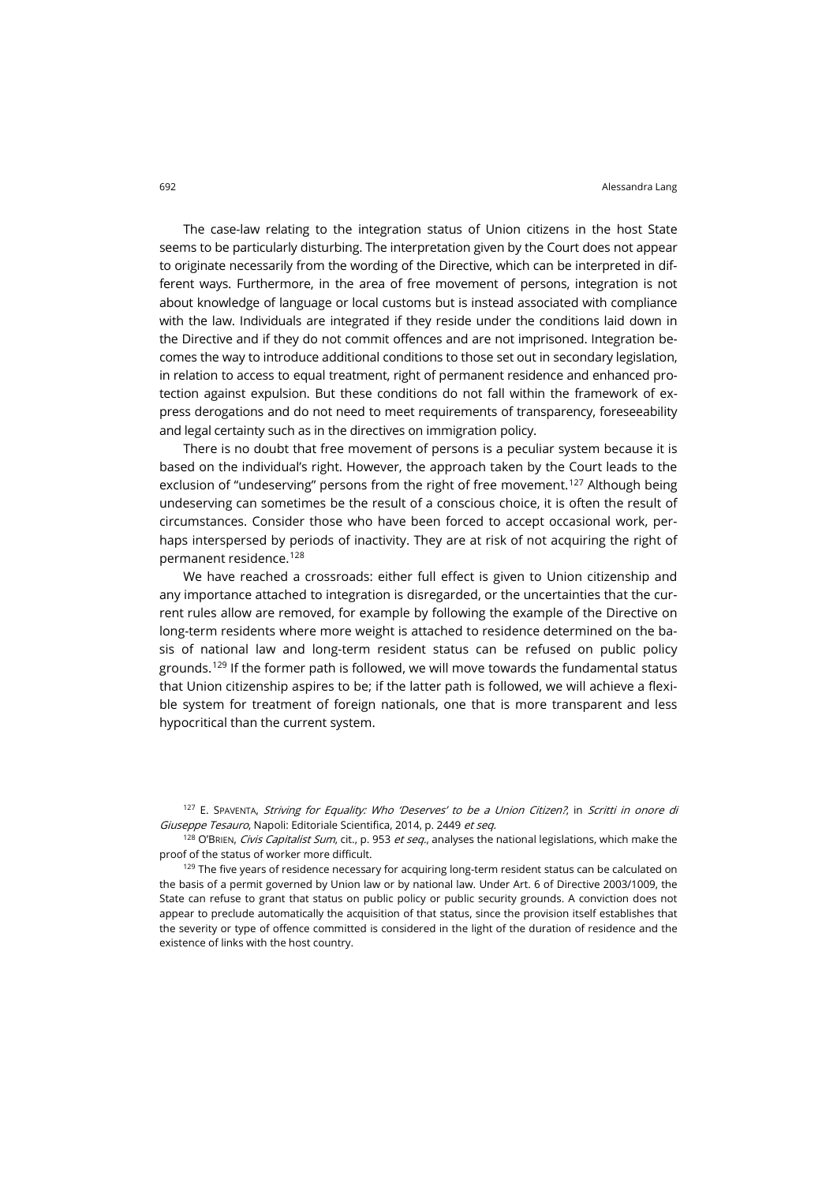The case-law relating to the integration status of Union citizens in the host State seems to be particularly disturbing. The interpretation given by the Court does not appear to originate necessarily from the wording of the Directive, which can be interpreted in different ways. Furthermore, in the area of free movement of persons, integration is not about knowledge of language or local customs but is instead associated with compliance with the law. Individuals are integrated if they reside under the conditions laid down in the Directive and if they do not commit offences and are not imprisoned. Integration becomes the way to introduce additional conditions to those set out in secondary legislation, in relation to access to equal treatment, right of permanent residence and enhanced protection against expulsion. But these conditions do not fall within the framework of express derogations and do not need to meet requirements of transparency, foreseeability and legal certainty such as in the directives on immigration policy.

There is no doubt that free movement of persons is a peculiar system because it is based on the individual's right. However, the approach taken by the Court leads to the exclusion of "undeserving" persons from the right of free movement.[127] Although being undeserving can sometimes be the result of a conscious choice, it is often the result of circumstances. Consider those who have been forced to accept occasional work, perhaps interspersed by periods of inactivity. They are at risk of not acquiring the right of permanent residence.[128]

We have reached a crossroads: either full effect is given to Union citizenship and any importance attached to integration is disregarded, or the uncertainties that the current rules allow are removed, for example by following the example of the Directive on long-term residents where more weight is attached to residence determined on the basis of national law and long-term resident status can be refused on public policy grounds.[129] If the former path is followed, we will move towards the fundamental status that Union citizenship aspires to be; if the latter path is followed, we will achieve a flexible system for treatment of foreign nationals, one that is more transparent and less hypocritical than the current system.

[127] E. Spaventa, *Striving for Equality: Who 'Deserves' to be a Union Citizen?*, in *Scritti in onore di Giuseppe Tesauro*, Napoli: Editoriale Scientifica, 2014, p. 2449 *et seq*.

[128] O'Brien, *Civis Capitalist Sum*, cit., p. 953 *et seq*., analyses the national legislations, which make the proof of the status of worker more difficult.

[129] The five years of residence necessary for acquiring long-term resident status can be calculated on the basis of a permit governed by Union law or by national law. Under Art. 6 of Directive 2003/1009, the State can refuse to grant that status on public policy or public security grounds. A conviction does not appear to preclude automatically the acquisition of that status, since the provision itself establishes that the severity or type of offence committed is considered in the light of the duration of residence and the existence of links with the host country.